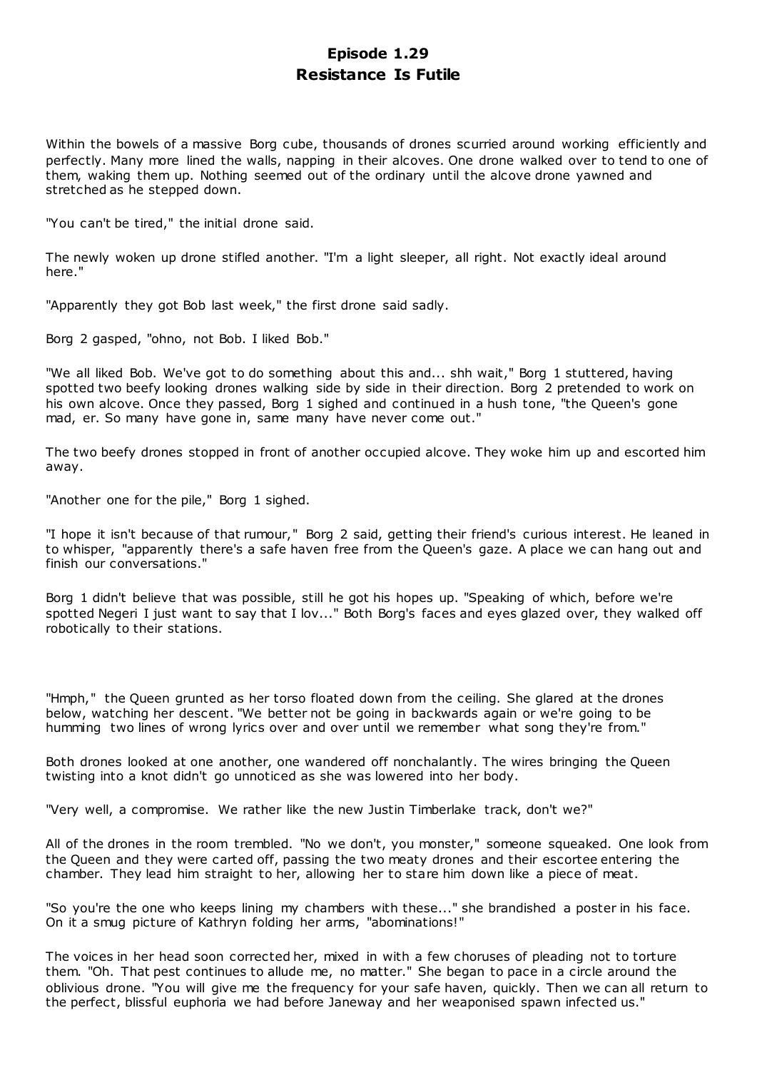# Episode 1.29
## Resistance Is Futile

Within the bowels of a massive Borg cube, thousands of drones scurried around working efficiently and perfectly. Many more lined the walls, napping in their alcoves. One drone walked over to tend to one of them, waking them up. Nothing seemed out of the ordinary until the alcove drone yawned and stretched as he stepped down.

"You can't be tired," the initial drone said.

The newly woken up drone stifled another. "I'm a light sleeper, all right. Not exactly ideal around here."

"Apparently they got Bob last week," the first drone said sadly.

Borg 2 gasped, "ohno, not Bob. I liked Bob."

"We all liked Bob. We've got to do something about this and... shh wait," Borg 1 stuttered, having spotted two beefy looking drones walking side by side in their direction. Borg 2 pretended to work on his own alcove. Once they passed, Borg 1 sighed and continued in a hush tone, "the Queen's gone mad, er. So many have gone in, same many have never come out."

The two beefy drones stopped in front of another occupied alcove. They woke him up and escorted him away.

"Another one for the pile," Borg 1 sighed.

"I hope it isn't because of that rumour," Borg 2 said, getting their friend's curious interest. He leaned in to whisper, "apparently there's a safe haven free from the Queen's gaze. A place we can hang out and finish our conversations."

Borg 1 didn't believe that was possible, still he got his hopes up. "Speaking of which, before we're spotted Negeri I just want to say that I lov..." Both Borg's faces and eyes glazed over, they walked off robotically to their stations.

"Hmph," the Queen grunted as her torso floated down from the ceiling. She glared at the drones below, watching her descent. "We better not be going in backwards again or we're going to be humming two lines of wrong lyrics over and over until we remember what song they're from."

Both drones looked at one another, one wandered off nonchalantly. The wires bringing the Queen twisting into a knot didn't go unnoticed as she was lowered into her body.

"Very well, a compromise. We rather like the new Justin Timberlake track, don't we?"

All of the drones in the room trembled. "No we don't, you monster," someone squeaked. One look from the Queen and they were carted off, passing the two meaty drones and their escortee entering the chamber. They lead him straight to her, allowing her to stare him down like a piece of meat.

"So you're the one who keeps lining my chambers with these..." she brandished a poster in his face. On it a smug picture of Kathryn folding her arms, "abominations!"

The voices in her head soon corrected her, mixed in with a few choruses of pleading not to torture them. "Oh. That pest continues to allude me, no matter." She began to pace in a circle around the oblivious drone. "You will give me the frequency for your safe haven, quickly. Then we can all return to the perfect, blissful euphoria we had before Janeway and her weaponised spawn infected us."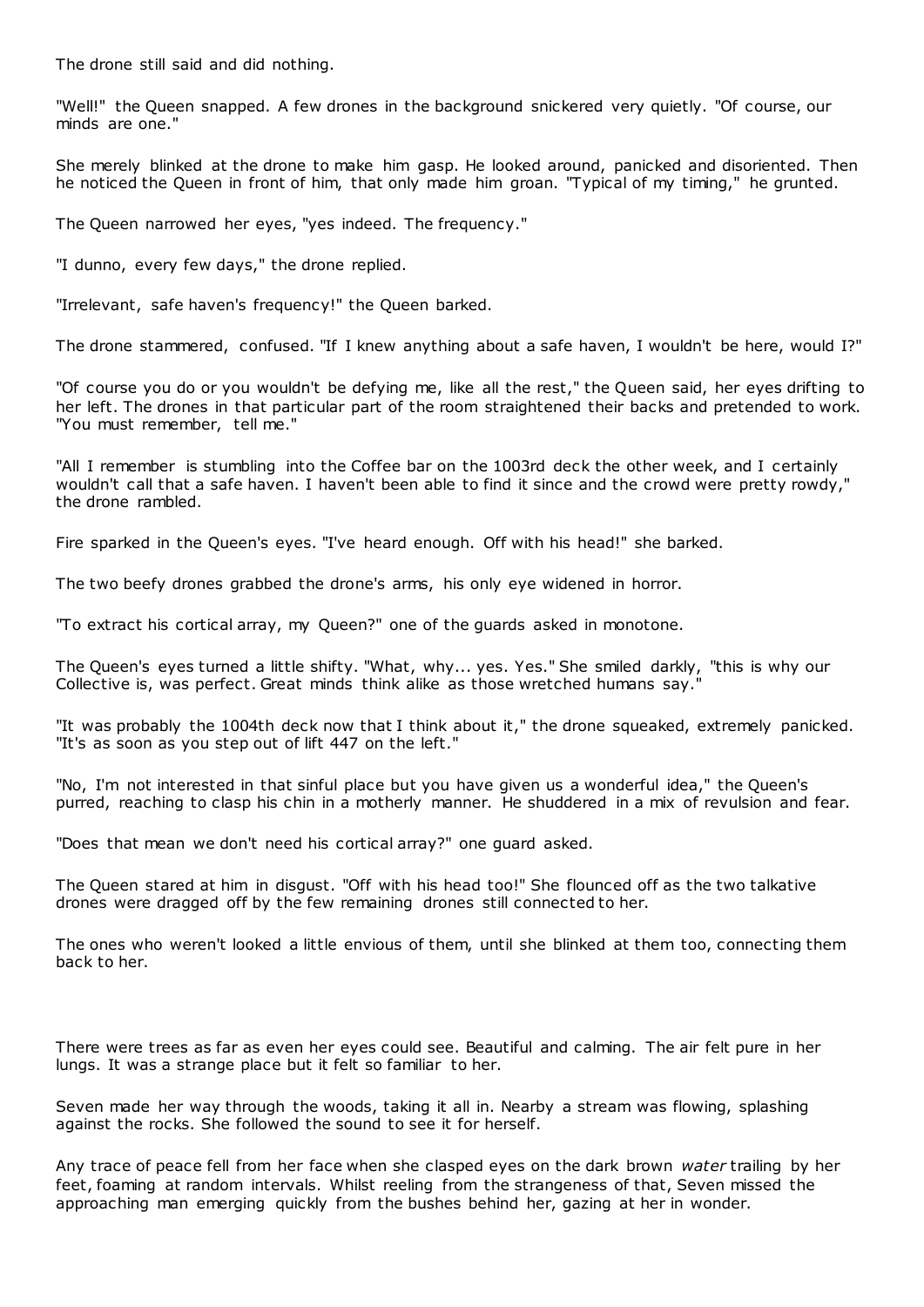The drone still said and did nothing.

"Well!" the Queen snapped. A few drones in the background snickered very quietly. "Of course, our minds are one."

She merely blinked at the drone to make him gasp. He looked around, panicked and disoriented. Then he noticed the Queen in front of him, that only made him groan. "Typical of my timing," he grunted.

The Queen narrowed her eyes, "yes indeed. The frequency."

"I dunno, every few days," the drone replied.

"Irrelevant, safe haven's frequency!" the Queen barked.

The drone stammered, confused. "If I knew anything about a safe haven, I wouldn't be here, would I?"

"Of course you do or you wouldn't be defying me, like all the rest," the Queen said, her eyes drifting to her left. The drones in that particular part of the room straightened their backs and pretended to work. "You must remember, tell me."

"All I remember is stumbling into the Coffee bar on the 1003rd deck the other week, and I certainly wouldn't call that a safe haven. I haven't been able to find it since and the crowd were pretty rowdy," the drone rambled.

Fire sparked in the Queen's eyes. "I've heard enough. Off with his head!" she barked.

The two beefy drones grabbed the drone's arms, his only eye widened in horror.

"To extract his cortical array, my Queen?" one of the guards asked in monotone.

The Queen's eyes turned a little shifty. "What, why... yes. Yes." She smiled darkly, "this is why our Collective is, was perfect. Great minds think alike as those wretched humans say."

"It was probably the 1004th deck now that I think about it," the drone squeaked, extremely panicked. "It's as soon as you step out of lift 447 on the left."

"No, I'm not interested in that sinful place but you have given us a wonderful idea," the Queen's purred, reaching to clasp his chin in a motherly manner. He shuddered in a mix of revulsion and fear.

"Does that mean we don't need his cortical array?" one guard asked.

The Queen stared at him in disgust. "Off with his head too!" She flounced off as the two talkative drones were dragged off by the few remaining drones still connected to her.

The ones who weren't looked a little envious of them, until she blinked at them too, connecting them back to her.

There were trees as far as even her eyes could see. Beautiful and calming. The air felt pure in her lungs. It was a strange place but it felt so familiar to her.

Seven made her way through the woods, taking it all in. Nearby a stream was flowing, splashing against the rocks. She followed the sound to see it for herself.

Any trace of peace fell from her face when she clasped eyes on the dark brown *water* trailing by her feet, foaming at random intervals. Whilst reeling from the strangeness of that, Seven missed the approaching man emerging quickly from the bushes behind her, gazing at her in wonder.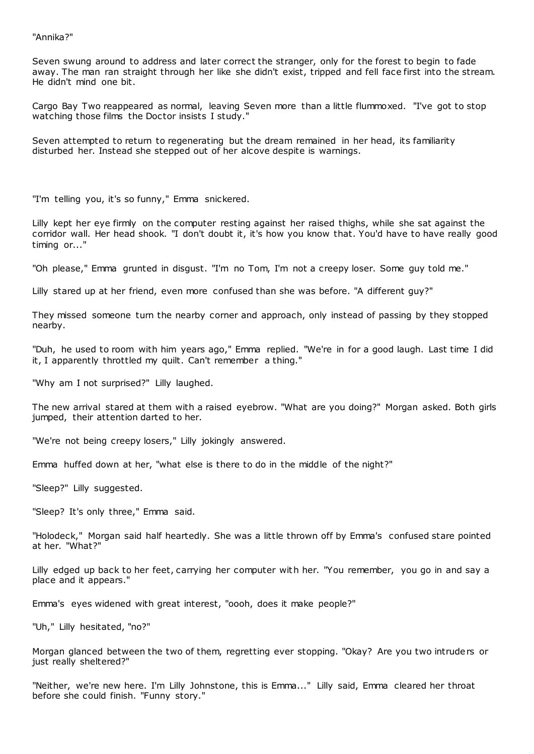"Annika?"

Seven swung around to address and later correct the stranger, only for the forest to begin to fade away. The man ran straight through her like she didn't exist, tripped and fell face first into the stream. He didn't mind one bit.

Cargo Bay Two reappeared as normal, leaving Seven more than a little flummoxed. "I've got to stop watching those films the Doctor insists I study."

Seven attempted to return to regenerating but the dream remained in her head, its familiarity disturbed her. Instead she stepped out of her alcove despite is warnings.

"I'm telling you, it's so funny," Emma snickered.

Lilly kept her eye firmly on the computer resting against her raised thighs, while she sat against the corridor wall. Her head shook. "I don't doubt it, it's how you know that. You'd have to have really good timing or..."

"Oh please," Emma grunted in disgust. "I'm no Tom, I'm not a creepy loser. Some guy told me."

Lilly stared up at her friend, even more confused than she was before. "A different guy?"

They missed someone turn the nearby corner and approach, only instead of passing by they stopped nearby.

"Duh, he used to room with him years ago," Emma replied. "We're in for a good laugh. Last time I did it, I apparently throttled my quilt. Can't remember a thing."

"Why am I not surprised?" Lilly laughed.

The new arrival stared at them with a raised eyebrow. "What are you doing?" Morgan asked. Both girls jumped, their attention darted to her.

"We're not being creepy losers," Lilly jokingly answered.

Emma huffed down at her, "what else is there to do in the middle of the night?"

"Sleep?" Lilly suggested.

"Sleep? It's only three," Emma said.

"Holodeck," Morgan said half heartedly. She was a little thrown off by Emma's confused stare pointed at her. "What?"

Lilly edged up back to her feet, carrying her computer with her. "You remember, you go in and say a place and it appears."

Emma's eyes widened with great interest, "oooh, does it make people?"

"Uh," Lilly hesitated, "no?"

Morgan glanced between the two of them, regretting ever stopping. "Okay? Are you two intruders or just really sheltered?"

"Neither, we're new here. I'm Lilly Johnstone, this is Emma..." Lilly said, Emma cleared her throat before she could finish. "Funny story."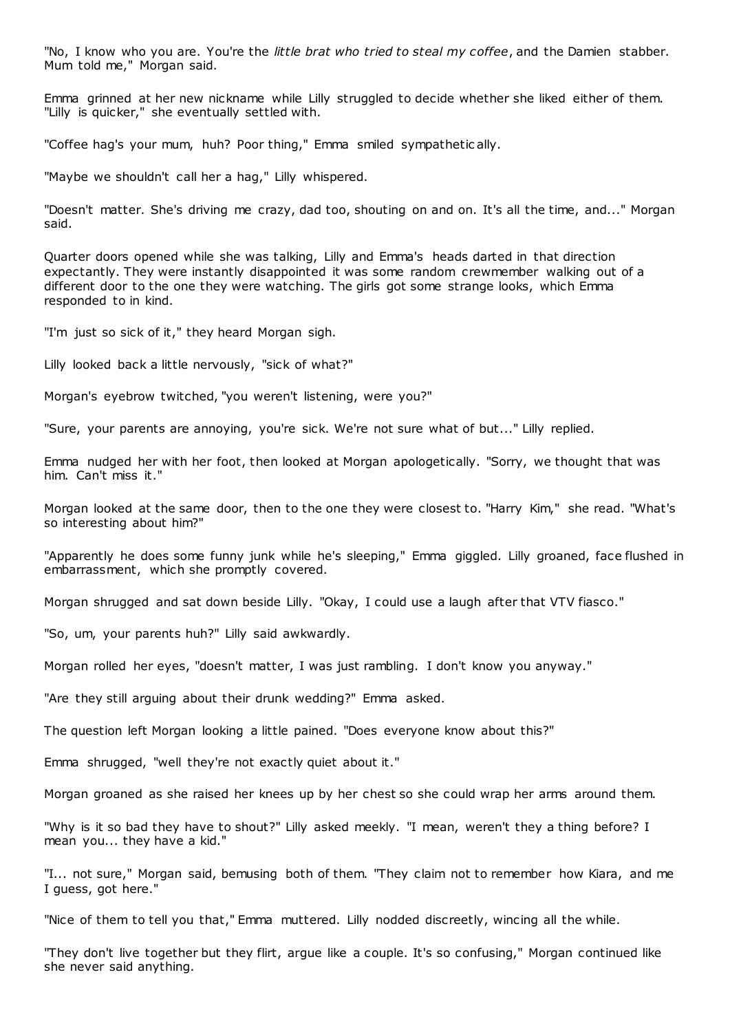"No, I know who you are. You're the *little brat who tried to steal my coffee*, and the Damien stabber. Mum told me," Morgan said.

Emma grinned at her new nickname while Lilly struggled to decide whether she liked either of them. "Lilly is quicker," she eventually settled with.

"Coffee hag's your mum, huh? Poor thing," Emma smiled sympathetically.

"Maybe we shouldn't call her a hag," Lilly whispered.

"Doesn't matter. She's driving me crazy, dad too, shouting on and on. It's all the time, and..." Morgan said.

Quarter doors opened while she was talking, Lilly and Emma's heads darted in that direction expectantly. They were instantly disappointed it was some random crewmember walking out of a different door to the one they were watching. The girls got some strange looks, which Emma responded to in kind.

"I'm just so sick of it," they heard Morgan sigh.

Lilly looked back a little nervously, "sick of what?"

Morgan's eyebrow twitched, "you weren't listening, were you?"

"Sure, your parents are annoying, you're sick. We're not sure what of but..." Lilly replied.

Emma nudged her with her foot, then looked at Morgan apologetically. "Sorry, we thought that was him. Can't miss it."

Morgan looked at the same door, then to the one they were closest to. "Harry Kim," she read. "What's so interesting about him?"

"Apparently he does some funny junk while he's sleeping," Emma giggled. Lilly groaned, face flushed in embarrassment, which she promptly covered.

Morgan shrugged and sat down beside Lilly. "Okay, I could use a laugh after that VTV fiasco."

"So, um, your parents huh?" Lilly said awkwardly.

Morgan rolled her eyes, "doesn't matter, I was just rambling. I don't know you anyway."

"Are they still arguing about their drunk wedding?" Emma asked.

The question left Morgan looking a little pained. "Does everyone know about this?"

Emma shrugged, "well they're not exactly quiet about it."

Morgan groaned as she raised her knees up by her chest so she could wrap her arms around them.

"Why is it so bad they have to shout?" Lilly asked meekly. "I mean, weren't they a thing before? I mean you... they have a kid."

"I... not sure," Morgan said, bemusing both of them. "They claim not to remember how Kiara, and me I guess, got here."

"Nice of them to tell you that," Emma muttered. Lilly nodded discreetly, wincing all the while.

"They don't live together but they flirt, argue like a couple. It's so confusing," Morgan continued like she never said anything.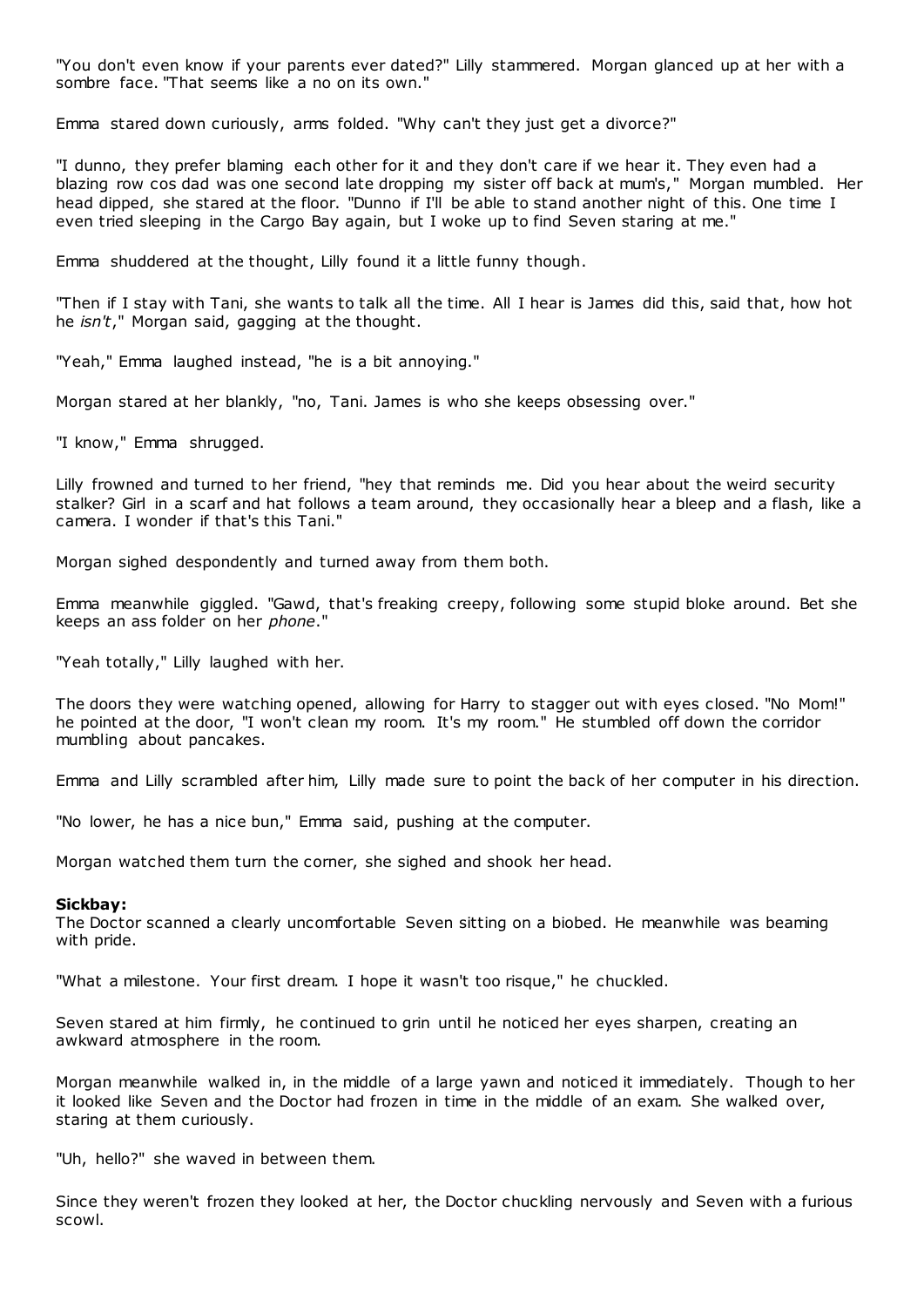"You don't even know if your parents ever dated?" Lilly stammered. Morgan glanced up at her with a sombre face. "That seems like a no on its own."

Emma stared down curiously, arms folded. "Why can't they just get a divorce?"

"I dunno, they prefer blaming each other for it and they don't care if we hear it. They even had a blazing row cos dad was one second late dropping my sister off back at mum's," Morgan mumbled. Her head dipped, she stared at the floor. "Dunno if I'll be able to stand another night of this. One time I even tried sleeping in the Cargo Bay again, but I woke up to find Seven staring at me."

Emma shuddered at the thought, Lilly found it a little funny though.

"Then if I stay with Tani, she wants to talk all the time. All I hear is James did this, said that, how hot he *isn't*," Morgan said, gagging at the thought.

"Yeah," Emma laughed instead, "he is a bit annoying."

Morgan stared at her blankly, "no, Tani. James is who she keeps obsessing over."

"I know," Emma shrugged.

Lilly frowned and turned to her friend, "hey that reminds me. Did you hear about the weird security stalker? Girl in a scarf and hat follows a team around, they occasionally hear a bleep and a flash, like a camera. I wonder if that's this Tani."

Morgan sighed despondently and turned away from them both.

Emma meanwhile giggled. "Gawd, that's freaking creepy, following some stupid bloke around. Bet she keeps an ass folder on her *phone*."

"Yeah totally," Lilly laughed with her.

The doors they were watching opened, allowing for Harry to stagger out with eyes closed. "No Mom!" he pointed at the door, "I won't clean my room. It's my room." He stumbled off down the corridor mumbling about pancakes.

Emma and Lilly scrambled after him, Lilly made sure to point the back of her computer in his direction.

"No lower, he has a nice bun," Emma said, pushing at the computer.

Morgan watched them turn the corner, she sighed and shook her head.

**Sickbay:**
The Doctor scanned a clearly uncomfortable Seven sitting on a biobed. He meanwhile was beaming with pride.

"What a milestone. Your first dream. I hope it wasn't too risque," he chuckled.

Seven stared at him firmly, he continued to grin until he noticed her eyes sharpen, creating an awkward atmosphere in the room.

Morgan meanwhile walked in, in the middle of a large yawn and noticed it immediately. Though to her it looked like Seven and the Doctor had frozen in time in the middle of an exam. She walked over, staring at them curiously.

"Uh, hello?" she waved in between them.

Since they weren't frozen they looked at her, the Doctor chuckling nervously and Seven with a furious scowl.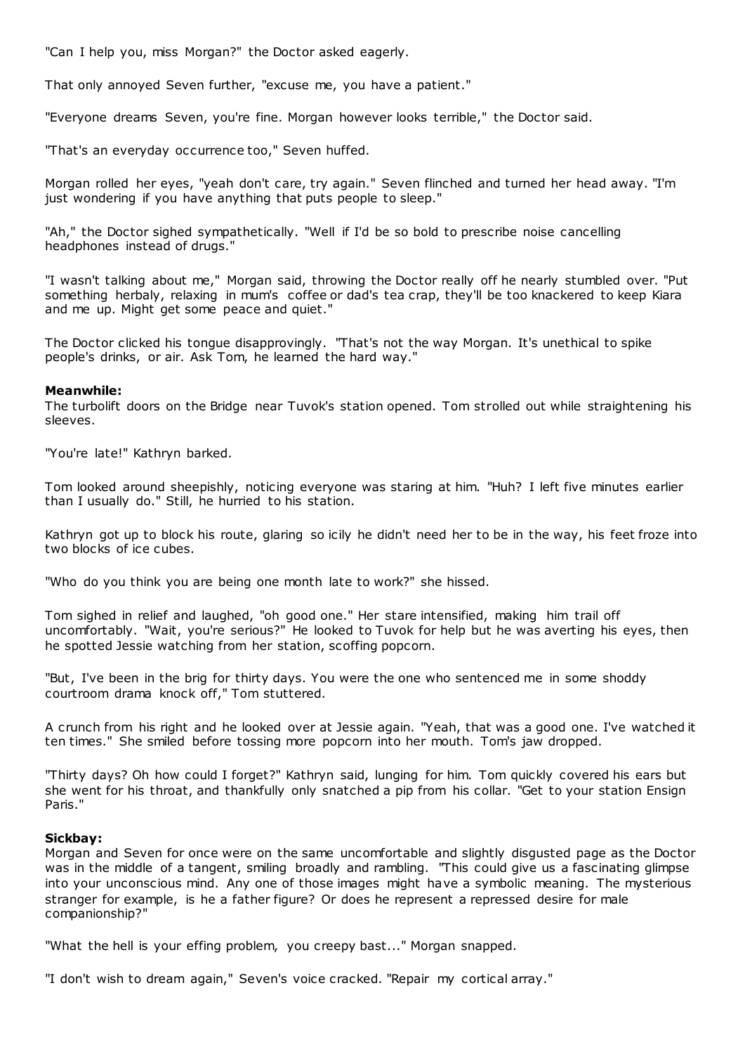"Can I help you, miss Morgan?" the Doctor asked eagerly.

That only annoyed Seven further, "excuse me, you have a patient."

"Everyone dreams Seven, you're fine. Morgan however looks terrible," the Doctor said.

"That's an everyday occurrence too," Seven huffed.

Morgan rolled her eyes, "yeah don't care, try again." Seven flinched and turned her head away. "I'm just wondering if you have anything that puts people to sleep."

"Ah," the Doctor sighed sympathetically. "Well if I'd be so bold to prescribe noise cancelling headphones instead of drugs."

"I wasn't talking about me," Morgan said, throwing the Doctor really off he nearly stumbled over. "Put something herbaly, relaxing in mum's coffee or dad's tea crap, they'll be too knackered to keep Kiara and me up. Might get some peace and quiet."

The Doctor clicked his tongue disapprovingly. "That's not the way Morgan. It's unethical to spike people's drinks, or air. Ask Tom, he learned the hard way."

**Meanwhile:**
The turbolift doors on the Bridge near Tuvok's station opened. Tom strolled out while straightening his sleeves.

"You're late!" Kathryn barked.

Tom looked around sheepishly, noticing everyone was staring at him. "Huh? I left five minutes earlier than I usually do." Still, he hurried to his station.

Kathryn got up to block his route, glaring so icily he didn't need her to be in the way, his feet froze into two blocks of ice cubes.

"Who do you think you are being one month late to work?" she hissed.

Tom sighed in relief and laughed, "oh good one." Her stare intensified, making him trail off uncomfortably. "Wait, you're serious?" He looked to Tuvok for help but he was averting his eyes, then he spotted Jessie watching from her station, scoffing popcorn.

"But, I've been in the brig for thirty days. You were the one who sentenced me in some shoddy courtroom drama knock off," Tom stuttered.

A crunch from his right and he looked over at Jessie again. "Yeah, that was a good one. I've watched it ten times." She smiled before tossing more popcorn into her mouth. Tom's jaw dropped.

"Thirty days? Oh how could I forget?" Kathryn said, lunging for him. Tom quickly covered his ears but she went for his throat, and thankfully only snatched a pip from his collar. "Get to your station Ensign Paris."

**Sickbay:**
Morgan and Seven for once were on the same uncomfortable and slightly disgusted page as the Doctor was in the middle of a tangent, smiling broadly and rambling. "This could give us a fascinating glimpse into your unconscious mind. Any one of those images might have a symbolic meaning. The mysterious stranger for example, is he a father figure? Or does he represent a repressed desire for male companionship?"

"What the hell is your effing problem, you creepy bast..." Morgan snapped.

"I don't wish to dream again," Seven's voice cracked. "Repair my cortical array."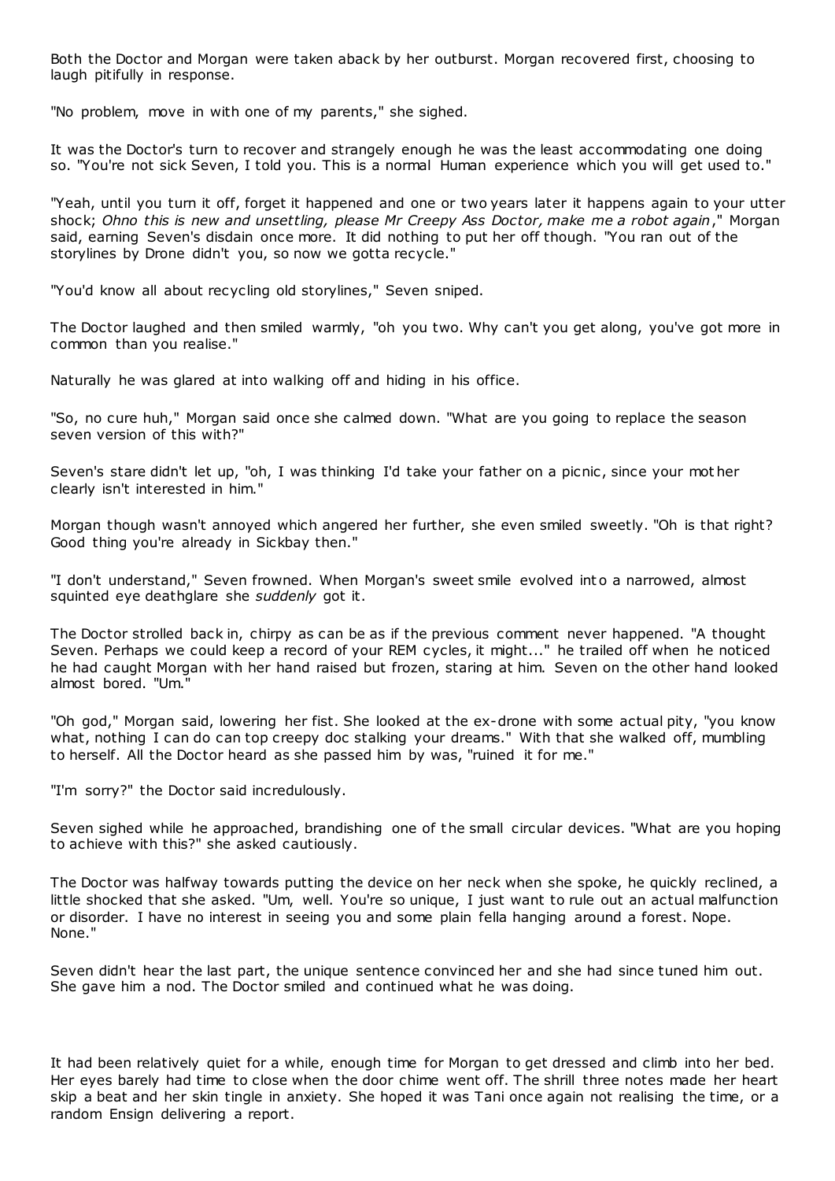Both the Doctor and Morgan were taken aback by her outburst. Morgan recovered first, choosing to laugh pitifully in response.

"No problem, move in with one of my parents," she sighed.

It was the Doctor's turn to recover and strangely enough he was the least accommodating one doing so. "You're not sick Seven, I told you. This is a normal Human experience which you will get used to."

"Yeah, until you turn it off, forget it happened and one or two years later it happens again to your utter shock; *Ohno this is new and unsettling, please Mr Creepy Ass Doctor, make me a robot again*," Morgan said, earning Seven's disdain once more. It did nothing to put her off though. "You ran out of the storylines by Drone didn't you, so now we gotta recycle."

"You'd know all about recycling old storylines," Seven sniped.

The Doctor laughed and then smiled warmly, "oh you two. Why can't you get along, you've got more in common than you realise."

Naturally he was glared at into walking off and hiding in his office.

"So, no cure huh," Morgan said once she calmed down. "What are you going to replace the season seven version of this with?"

Seven's stare didn't let up, "oh, I was thinking I'd take your father on a picnic, since your mother clearly isn't interested in him."

Morgan though wasn't annoyed which angered her further, she even smiled sweetly. "Oh is that right? Good thing you're already in Sickbay then."

"I don't understand," Seven frowned. When Morgan's sweet smile evolved into a narrowed, almost squinted eye deathglare she *suddenly* got it.

The Doctor strolled back in, chirpy as can be as if the previous comment never happened. "A thought Seven. Perhaps we could keep a record of your REM cycles, it might..." he trailed off when he noticed he had caught Morgan with her hand raised but frozen, staring at him. Seven on the other hand looked almost bored. "Um."

"Oh god," Morgan said, lowering her fist. She looked at the ex-drone with some actual pity, "you know what, nothing I can do can top creepy doc stalking your dreams." With that she walked off, mumbling to herself. All the Doctor heard as she passed him by was, "ruined it for me."

"I'm sorry?" the Doctor said incredulously.

Seven sighed while he approached, brandishing one of the small circular devices. "What are you hoping to achieve with this?" she asked cautiously.

The Doctor was halfway towards putting the device on her neck when she spoke, he quickly reclined, a little shocked that she asked. "Um, well. You're so unique, I just want to rule out an actual malfunction or disorder. I have no interest in seeing you and some plain fella hanging around a forest. Nope. None."

Seven didn't hear the last part, the unique sentence convinced her and she had since tuned him out. She gave him a nod. The Doctor smiled and continued what he was doing.

It had been relatively quiet for a while, enough time for Morgan to get dressed and climb into her bed. Her eyes barely had time to close when the door chime went off. The shrill three notes made her heart skip a beat and her skin tingle in anxiety. She hoped it was Tani once again not realising the time, or a random Ensign delivering a report.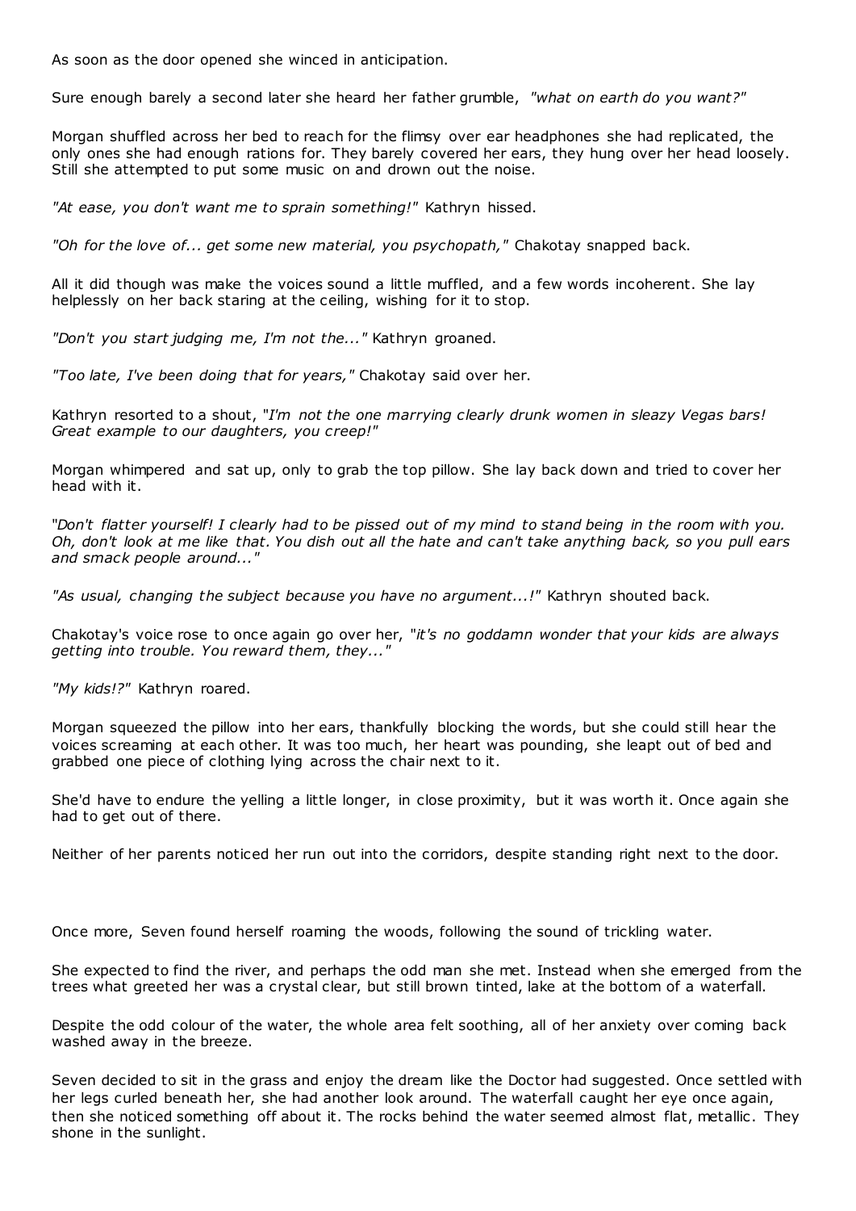As soon as the door opened she winced in anticipation.

Sure enough barely a second later she heard her father grumble, *"what on earth do you want?"*

Morgan shuffled across her bed to reach for the flimsy over ear headphones she had replicated, the only ones she had enough rations for. They barely covered her ears, they hung over her head loosely. Still she attempted to put some music on and drown out the noise.

*"At ease, you don't want me to sprain something!"* Kathryn hissed.

*"Oh for the love of... get some new material, you psychopath,"* Chakotay snapped back.

All it did though was make the voices sound a little muffled, and a few words incoherent. She lay helplessly on her back staring at the ceiling, wishing for it to stop.

*"Don't you start judging me, I'm not the..."* Kathryn groaned.

*"Too late, I've been doing that for years,"* Chakotay said over her.

Kathryn resorted to a shout, *"I'm not the one marrying clearly drunk women in sleazy Vegas bars! Great example to our daughters, you creep!"*

Morgan whimpered and sat up, only to grab the top pillow. She lay back down and tried to cover her head with it.

*"Don't flatter yourself! I clearly had to be pissed out of my mind to stand being in the room with you. Oh, don't look at me like that. You dish out all the hate and can't take anything back, so you pull ears and smack people around..."*

*"As usual, changing the subject because you have no argument...!"* Kathryn shouted back.

Chakotay's voice rose to once again go over her, *"it's no goddamn wonder that your kids are always getting into trouble. You reward them, they..."*

*"My kids!?"* Kathryn roared.

Morgan squeezed the pillow into her ears, thankfully blocking the words, but she could still hear the voices screaming at each other. It was too much, her heart was pounding, she leapt out of bed and grabbed one piece of clothing lying across the chair next to it.

She'd have to endure the yelling a little longer, in close proximity, but it was worth it. Once again she had to get out of there.

Neither of her parents noticed her run out into the corridors, despite standing right next to the door.

Once more, Seven found herself roaming the woods, following the sound of trickling water.

She expected to find the river, and perhaps the odd man she met. Instead when she emerged from the trees what greeted her was a crystal clear, but still brown tinted, lake at the bottom of a waterfall.

Despite the odd colour of the water, the whole area felt soothing, all of her anxiety over coming back washed away in the breeze.

Seven decided to sit in the grass and enjoy the dream like the Doctor had suggested. Once settled with her legs curled beneath her, she had another look around. The waterfall caught her eye once again, then she noticed something off about it. The rocks behind the water seemed almost flat, metallic. They shone in the sunlight.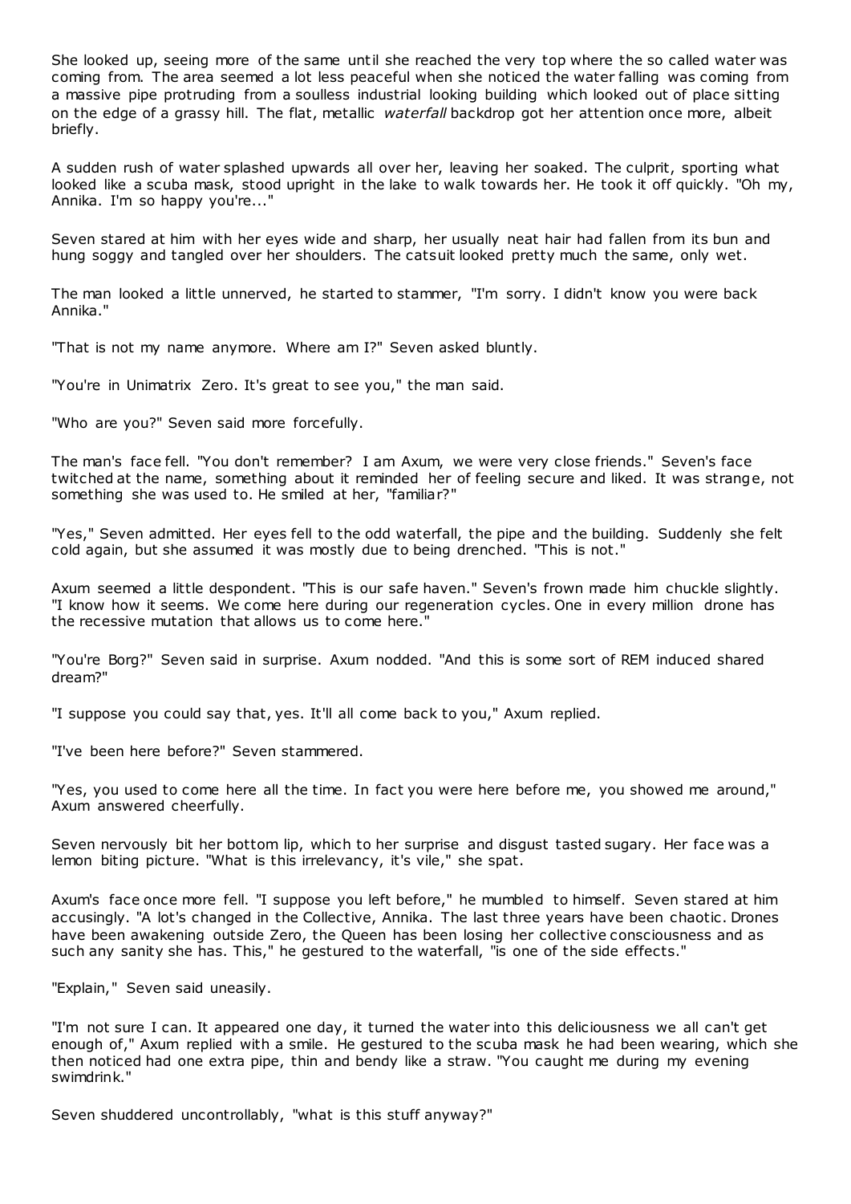She looked up, seeing more of the same until she reached the very top where the so called water was coming from. The area seemed a lot less peaceful when she noticed the water falling was coming from a massive pipe protruding from a soulless industrial looking building which looked out of place sitting on the edge of a grassy hill. The flat, metallic *waterfall* backdrop got her attention once more, albeit briefly.

A sudden rush of water splashed upwards all over her, leaving her soaked. The culprit, sporting what looked like a scuba mask, stood upright in the lake to walk towards her. He took it off quickly. "Oh my, Annika. I'm so happy you're..."

Seven stared at him with her eyes wide and sharp, her usually neat hair had fallen from its bun and hung soggy and tangled over her shoulders. The catsuit looked pretty much the same, only wet.

The man looked a little unnerved, he started to stammer, "I'm sorry. I didn't know you were back Annika."

"That is not my name anymore. Where am I?" Seven asked bluntly.

"You're in Unimatrix Zero. It's great to see you," the man said.

"Who are you?" Seven said more forcefully.

The man's face fell. "You don't remember? I am Axum, we were very close friends." Seven's face twitched at the name, something about it reminded her of feeling secure and liked. It was strange, not something she was used to. He smiled at her, "familiar?"

"Yes," Seven admitted. Her eyes fell to the odd waterfall, the pipe and the building. Suddenly she felt cold again, but she assumed it was mostly due to being drenched. "This is not."

Axum seemed a little despondent. "This is our safe haven." Seven's frown made him chuckle slightly. "I know how it seems. We come here during our regeneration cycles. One in every million drone has the recessive mutation that allows us to come here."

"You're Borg?" Seven said in surprise. Axum nodded. "And this is some sort of REM induced shared dream?"

"I suppose you could say that, yes. It'll all come back to you," Axum replied.

"I've been here before?" Seven stammered.

"Yes, you used to come here all the time. In fact you were here before me, you showed me around," Axum answered cheerfully.

Seven nervously bit her bottom lip, which to her surprise and disgust tasted sugary. Her face was a lemon biting picture. "What is this irrelevancy, it's vile," she spat.

Axum's face once more fell. "I suppose you left before," he mumbled to himself. Seven stared at him accusingly. "A lot's changed in the Collective, Annika. The last three years have been chaotic. Drones have been awakening outside Zero, the Queen has been losing her collective consciousness and as such any sanity she has. This," he gestured to the waterfall, "is one of the side effects."

"Explain," Seven said uneasily.

"I'm not sure I can. It appeared one day, it turned the water into this deliciousness we all can't get enough of," Axum replied with a smile. He gestured to the scuba mask he had been wearing, which she then noticed had one extra pipe, thin and bendy like a straw. "You caught me during my evening swimdrink."

Seven shuddered uncontrollably, "what is this stuff anyway?"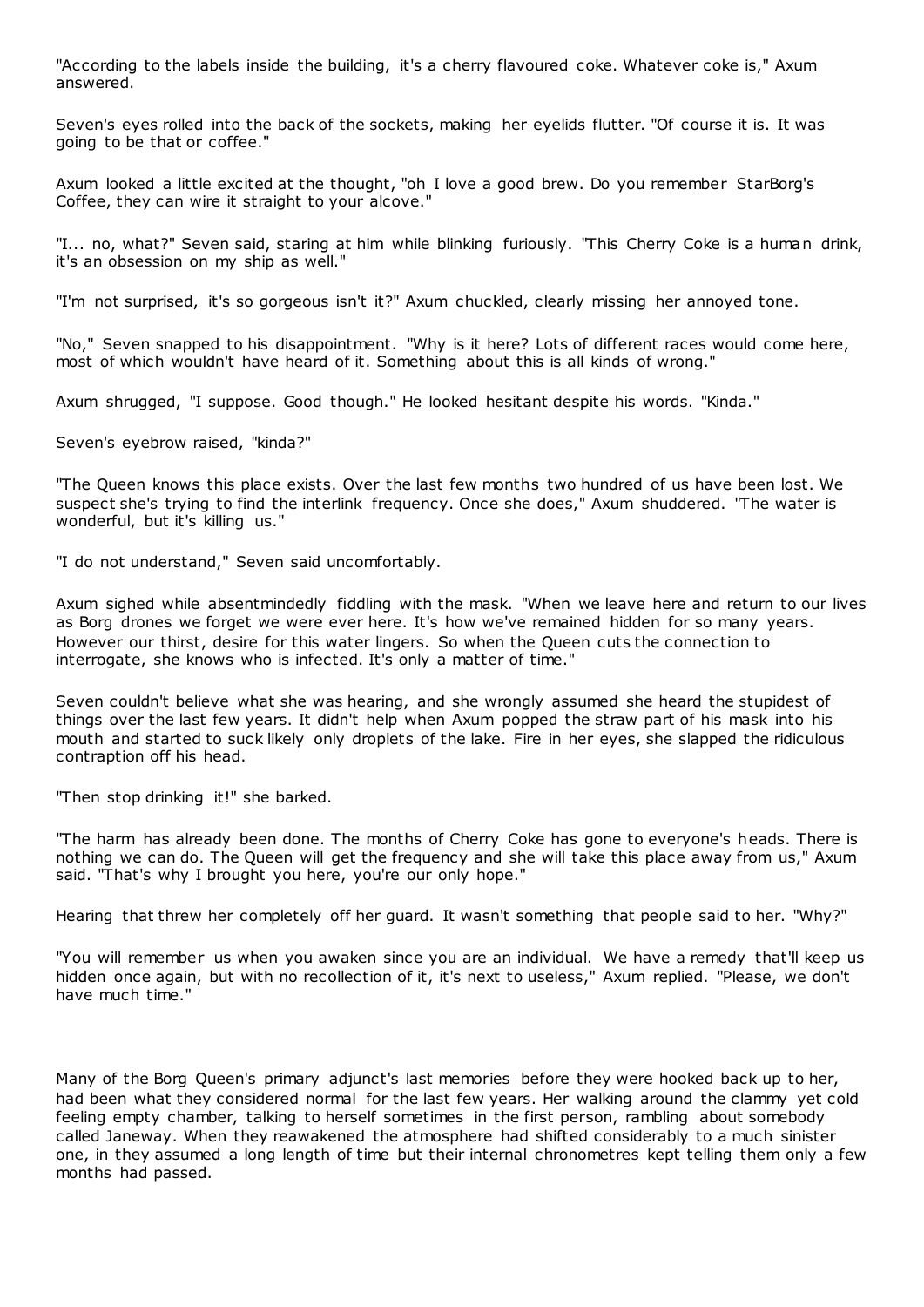"According to the labels inside the building, it's a cherry flavoured coke. Whatever coke is," Axum answered.

Seven's eyes rolled into the back of the sockets, making her eyelids flutter. "Of course it is. It was going to be that or coffee."

Axum looked a little excited at the thought, "oh I love a good brew. Do you remember StarBorg's Coffee, they can wire it straight to your alcove."

"I... no, what?" Seven said, staring at him while blinking furiously. "This Cherry Coke is a human drink, it's an obsession on my ship as well."

"I'm not surprised, it's so gorgeous isn't it?" Axum chuckled, clearly missing her annoyed tone.

"No," Seven snapped to his disappointment. "Why is it here? Lots of different races would come here, most of which wouldn't have heard of it. Something about this is all kinds of wrong."

Axum shrugged, "I suppose. Good though." He looked hesitant despite his words. "Kinda."

Seven's eyebrow raised, "kinda?"

"The Queen knows this place exists. Over the last few months two hundred of us have been lost. We suspect she's trying to find the interlink frequency. Once she does," Axum shuddered. "The water is wonderful, but it's killing us."

"I do not understand," Seven said uncomfortably.

Axum sighed while absentmindedly fiddling with the mask. "When we leave here and return to our lives as Borg drones we forget we were ever here. It's how we've remained hidden for so many years. However our thirst, desire for this water lingers. So when the Queen cuts the connection to interrogate, she knows who is infected. It's only a matter of time."

Seven couldn't believe what she was hearing, and she wrongly assumed she heard the stupidest of things over the last few years. It didn't help when Axum popped the straw part of his mask into his mouth and started to suck likely only droplets of the lake. Fire in her eyes, she slapped the ridiculous contraption off his head.

"Then stop drinking it!" she barked.

"The harm has already been done. The months of Cherry Coke has gone to everyone's heads. There is nothing we can do. The Queen will get the frequency and she will take this place away from us," Axum said. "That's why I brought you here, you're our only hope."

Hearing that threw her completely off her guard. It wasn't something that people said to her. "Why?"

"You will remember us when you awaken since you are an individual. We have a remedy that'll keep us hidden once again, but with no recollection of it, it's next to useless," Axum replied. "Please, we don't have much time."

Many of the Borg Queen's primary adjunct's last memories before they were hooked back up to her, had been what they considered normal for the last few years. Her walking around the clammy yet cold feeling empty chamber, talking to herself sometimes in the first person, rambling about somebody called Janeway. When they reawakened the atmosphere had shifted considerably to a much sinister one, in they assumed a long length of time but their internal chronometres kept telling them only a few months had passed.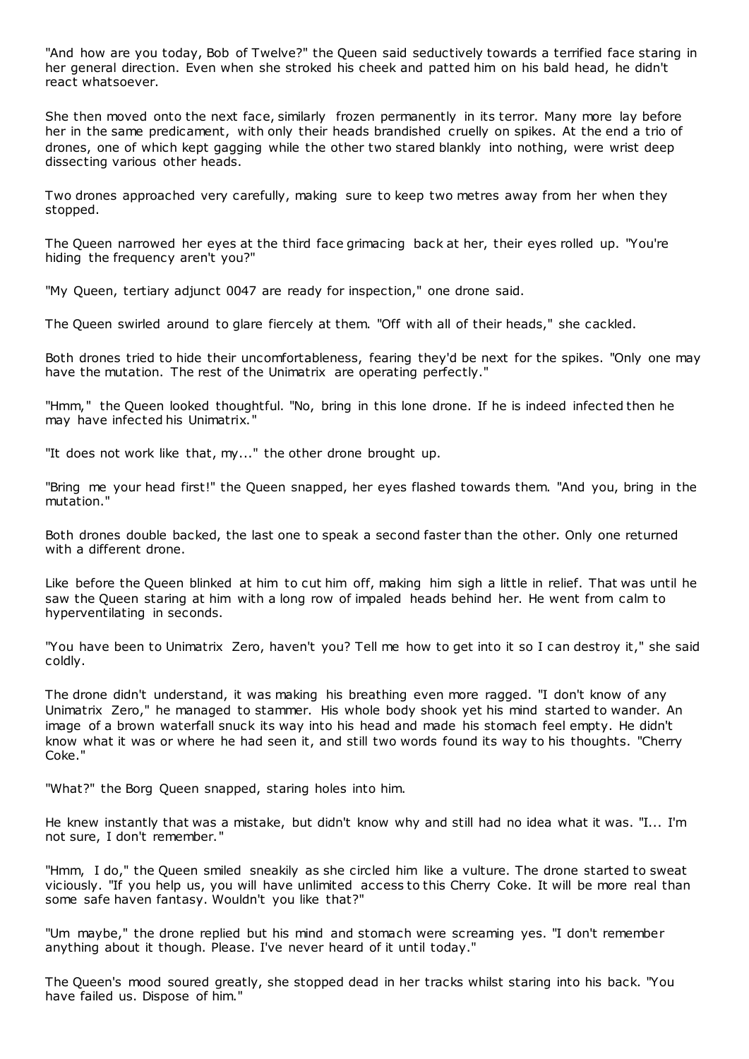"And how are you today, Bob of Twelve?" the Queen said seductively towards a terrified face staring in her general direction. Even when she stroked his cheek and patted him on his bald head, he didn't react whatsoever.

She then moved onto the next face, similarly frozen permanently in its terror. Many more lay before her in the same predicament, with only their heads brandished cruelly on spikes. At the end a trio of drones, one of which kept gagging while the other two stared blankly into nothing, were wrist deep dissecting various other heads.

Two drones approached very carefully, making sure to keep two metres away from her when they stopped.

The Queen narrowed her eyes at the third face grimacing back at her, their eyes rolled up. "You're hiding the frequency aren't you?"

"My Queen, tertiary adjunct 0047 are ready for inspection," one drone said.

The Queen swirled around to glare fiercely at them. "Off with all of their heads," she cackled.

Both drones tried to hide their uncomfortableness, fearing they'd be next for the spikes. "Only one may have the mutation. The rest of the Unimatrix are operating perfectly."

"Hmm," the Queen looked thoughtful. "No, bring in this lone drone. If he is indeed infected then he may have infected his Unimatrix."

"It does not work like that, my..." the other drone brought up.

"Bring me your head first!" the Queen snapped, her eyes flashed towards them. "And you, bring in the mutation."

Both drones double backed, the last one to speak a second faster than the other. Only one returned with a different drone.

Like before the Queen blinked at him to cut him off, making him sigh a little in relief. That was until he saw the Queen staring at him with a long row of impaled heads behind her. He went from calm to hyperventilating in seconds.

"You have been to Unimatrix Zero, haven't you? Tell me how to get into it so I can destroy it," she said coldly.

The drone didn't understand, it was making his breathing even more ragged. "I don't know of any Unimatrix Zero," he managed to stammer. His whole body shook yet his mind started to wander. An image of a brown waterfall snuck its way into his head and made his stomach feel empty. He didn't know what it was or where he had seen it, and still two words found its way to his thoughts. "Cherry Coke."

"What?" the Borg Queen snapped, staring holes into him.

He knew instantly that was a mistake, but didn't know why and still had no idea what it was. "I... I'm not sure, I don't remember."

"Hmm, I do," the Queen smiled sneakily as she circled him like a vulture. The drone started to sweat viciously. "If you help us, you will have unlimited access to this Cherry Coke. It will be more real than some safe haven fantasy. Wouldn't you like that?"

"Um maybe," the drone replied but his mind and stomach were screaming yes. "I don't remember anything about it though. Please. I've never heard of it until today."

The Queen's mood soured greatly, she stopped dead in her tracks whilst staring into his back. "You have failed us. Dispose of him."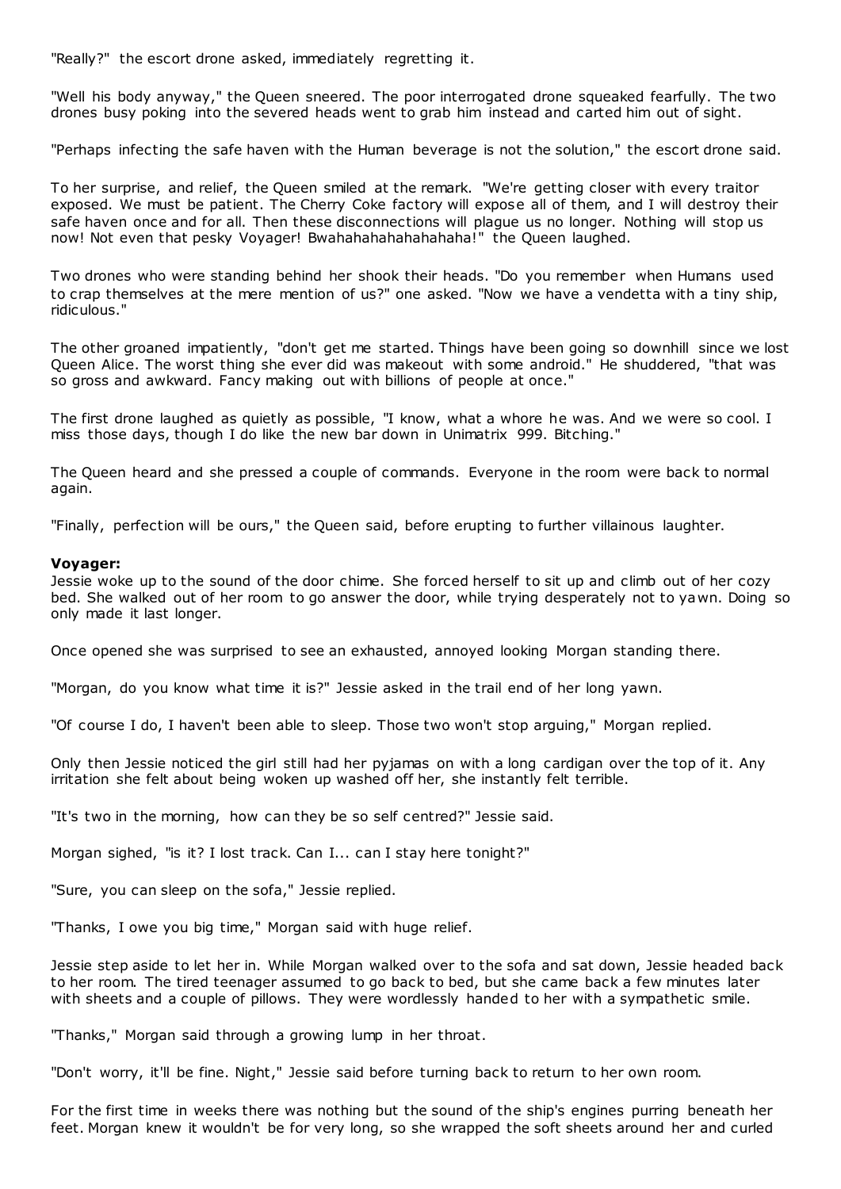"Really?" the escort drone asked, immediately regretting it.

"Well his body anyway," the Queen sneered. The poor interrogated drone squeaked fearfully. The two drones busy poking into the severed heads went to grab him instead and carted him out of sight.

"Perhaps infecting the safe haven with the Human beverage is not the solution," the escort drone said.

To her surprise, and relief, the Queen smiled at the remark. "We're getting closer with every traitor exposed. We must be patient. The Cherry Coke factory will expose all of them, and I will destroy their safe haven once and for all. Then these disconnections will plague us no longer. Nothing will stop us now! Not even that pesky Voyager! Bwahahahahahahahaha!" the Queen laughed.

Two drones who were standing behind her shook their heads. "Do you remember when Humans used to crap themselves at the mere mention of us?" one asked. "Now we have a vendetta with a tiny ship, ridiculous."

The other groaned impatiently, "don't get me started. Things have been going so downhill since we lost Queen Alice. The worst thing she ever did was makeout with some android." He shuddered, "that was so gross and awkward. Fancy making out with billions of people at once."

The first drone laughed as quietly as possible, "I know, what a whore he was. And we were so cool. I miss those days, though I do like the new bar down in Unimatrix 999. Bitching."

The Queen heard and she pressed a couple of commands. Everyone in the room were back to normal again.

"Finally, perfection will be ours," the Queen said, before erupting to further villainous laughter.

**Voyager:**
Jessie woke up to the sound of the door chime. She forced herself to sit up and climb out of her cozy bed. She walked out of her room to go answer the door, while trying desperately not to yawn. Doing so only made it last longer.

Once opened she was surprised to see an exhausted, annoyed looking Morgan standing there.

"Morgan, do you know what time it is?" Jessie asked in the trail end of her long yawn.

"Of course I do, I haven't been able to sleep. Those two won't stop arguing," Morgan replied.

Only then Jessie noticed the girl still had her pyjamas on with a long cardigan over the top of it. Any irritation she felt about being woken up washed off her, she instantly felt terrible.

"It's two in the morning, how can they be so self centred?" Jessie said.

Morgan sighed, "is it? I lost track. Can I... can I stay here tonight?"

"Sure, you can sleep on the sofa," Jessie replied.

"Thanks, I owe you big time," Morgan said with huge relief.

Jessie step aside to let her in. While Morgan walked over to the sofa and sat down, Jessie headed back to her room. The tired teenager assumed to go back to bed, but she came back a few minutes later with sheets and a couple of pillows. They were wordlessly handed to her with a sympathetic smile.

"Thanks," Morgan said through a growing lump in her throat.

"Don't worry, it'll be fine. Night," Jessie said before turning back to return to her own room.

For the first time in weeks there was nothing but the sound of the ship's engines purring beneath her feet. Morgan knew it wouldn't be for very long, so she wrapped the soft sheets around her and curled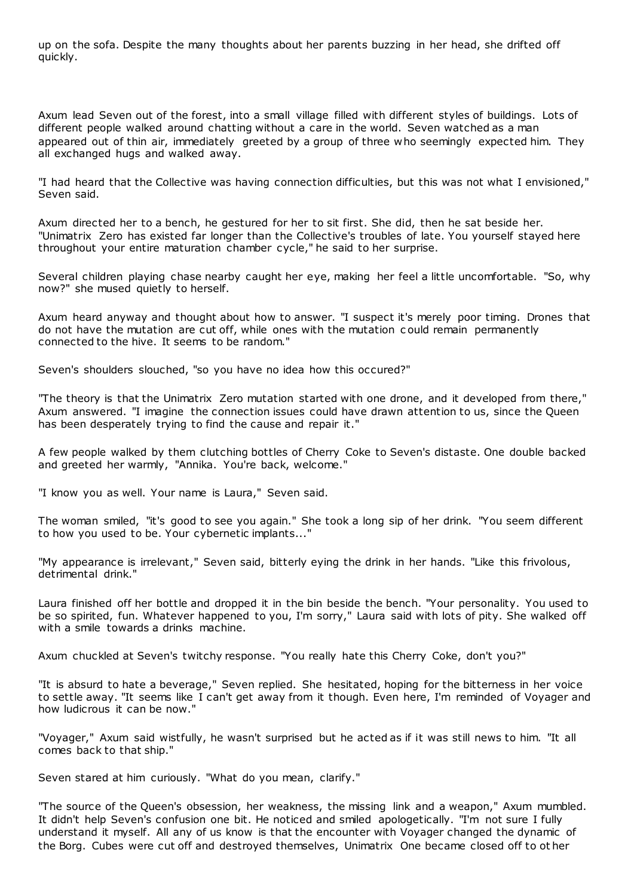up on the sofa. Despite the many thoughts about her parents buzzing in her head, she drifted off quickly.

Axum lead Seven out of the forest, into a small village filled with different styles of buildings. Lots of different people walked around chatting without a care in the world. Seven watched as a man appeared out of thin air, immediately greeted by a group of three who seemingly expected him. They all exchanged hugs and walked away.

"I had heard that the Collective was having connection difficulties, but this was not what I envisioned," Seven said.

Axum directed her to a bench, he gestured for her to sit first. She did, then he sat beside her. "Unimatrix Zero has existed far longer than the Collective's troubles of late. You yourself stayed here throughout your entire maturation chamber cycle," he said to her surprise.

Several children playing chase nearby caught her eye, making her feel a little uncomfortable. "So, why now?" she mused quietly to herself.

Axum heard anyway and thought about how to answer. "I suspect it's merely poor timing. Drones that do not have the mutation are cut off, while ones with the mutation could remain permanently connected to the hive. It seems to be random."

Seven's shoulders slouched, "so you have no idea how this occured?"

"The theory is that the Unimatrix Zero mutation started with one drone, and it developed from there," Axum answered. "I imagine the connection issues could have drawn attention to us, since the Queen has been desperately trying to find the cause and repair it."

A few people walked by them clutching bottles of Cherry Coke to Seven's distaste. One double backed and greeted her warmly, "Annika. You're back, welcome."

"I know you as well. Your name is Laura," Seven said.

The woman smiled, "it's good to see you again." She took a long sip of her drink. "You seem different to how you used to be. Your cybernetic implants..."

"My appearance is irrelevant," Seven said, bitterly eying the drink in her hands. "Like this frivolous, detrimental drink."

Laura finished off her bottle and dropped it in the bin beside the bench. "Your personality. You used to be so spirited, fun. Whatever happened to you, I'm sorry," Laura said with lots of pity. She walked off with a smile towards a drinks machine.

Axum chuckled at Seven's twitchy response. "You really hate this Cherry Coke, don't you?"

"It is absurd to hate a beverage," Seven replied. She hesitated, hoping for the bitterness in her voice to settle away. "It seems like I can't get away from it though. Even here, I'm reminded of Voyager and how ludicrous it can be now."

"Voyager," Axum said wistfully, he wasn't surprised but he acted as if it was still news to him. "It all comes back to that ship."

Seven stared at him curiously. "What do you mean, clarify."

"The source of the Queen's obsession, her weakness, the missing link and a weapon," Axum mumbled. It didn't help Seven's confusion one bit. He noticed and smiled apologetically. "I'm not sure I fully understand it myself. All any of us know is that the encounter with Voyager changed the dynamic of the Borg. Cubes were cut off and destroyed themselves, Unimatrix One became closed off to other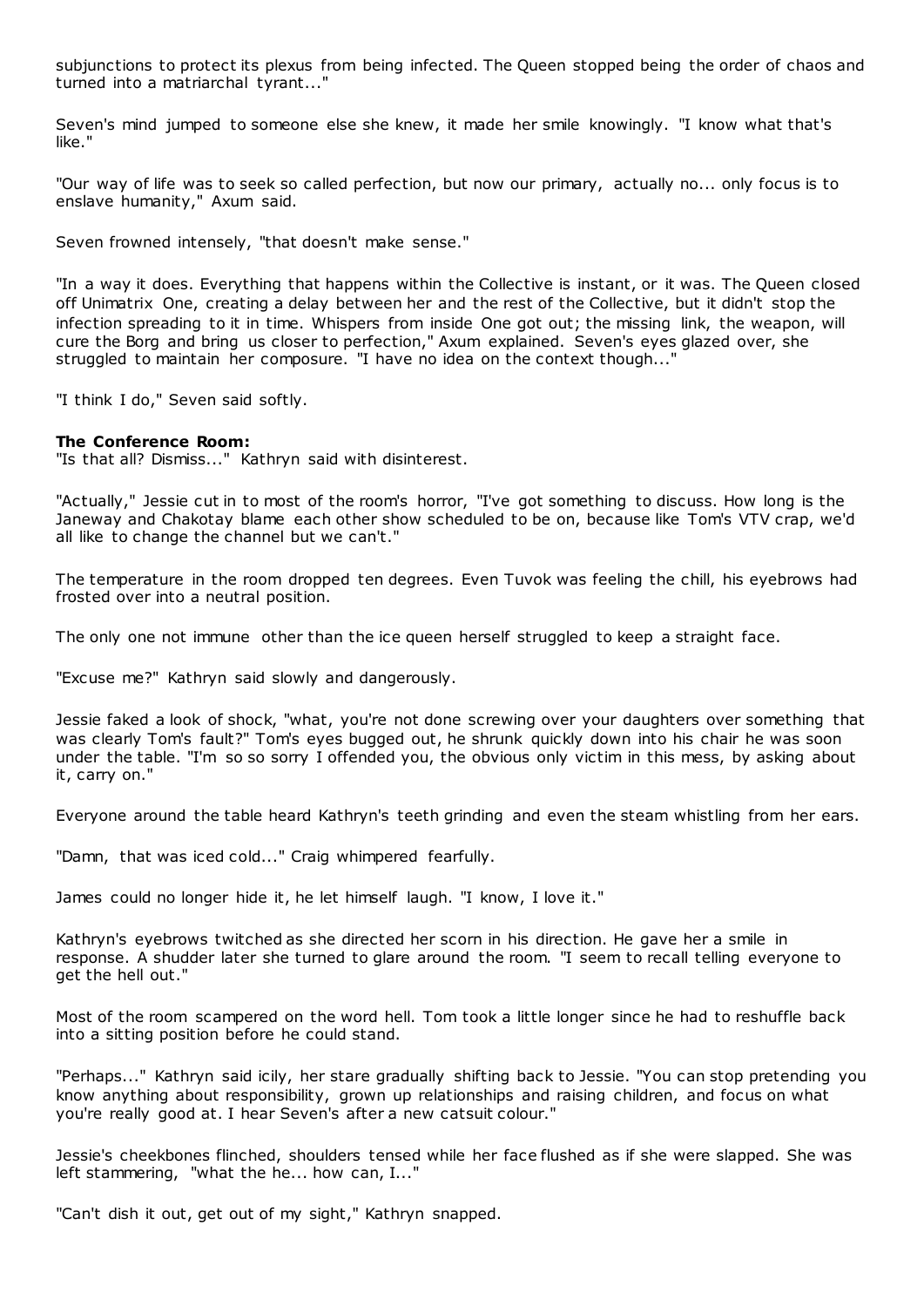subjunctions to protect its plexus from being infected. The Queen stopped being the order of chaos and turned into a matriarchal tyrant..."

Seven's mind jumped to someone else she knew, it made her smile knowingly. "I know what that's like."

"Our way of life was to seek so called perfection, but now our primary, actually no... only focus is to enslave humanity," Axum said.

Seven frowned intensely, "that doesn't make sense."

"In a way it does. Everything that happens within the Collective is instant, or it was. The Queen closed off Unimatrix One, creating a delay between her and the rest of the Collective, but it didn't stop the infection spreading to it in time. Whispers from inside One got out; the missing link, the weapon, will cure the Borg and bring us closer to perfection," Axum explained. Seven's eyes glazed over, she struggled to maintain her composure. "I have no idea on the context though..."

"I think I do," Seven said softly.

**The Conference Room:**
"Is that all? Dismiss..." Kathryn said with disinterest.

"Actually," Jessie cut in to most of the room's horror, "I've got something to discuss. How long is the Janeway and Chakotay blame each other show scheduled to be on, because like Tom's VTV crap, we'd all like to change the channel but we can't."

The temperature in the room dropped ten degrees. Even Tuvok was feeling the chill, his eyebrows had frosted over into a neutral position.

The only one not immune other than the ice queen herself struggled to keep a straight face.

"Excuse me?" Kathryn said slowly and dangerously.

Jessie faked a look of shock, "what, you're not done screwing over your daughters over something that was clearly Tom's fault?" Tom's eyes bugged out, he shrunk quickly down into his chair he was soon under the table. "I'm so so sorry I offended you, the obvious only victim in this mess, by asking about it, carry on."

Everyone around the table heard Kathryn's teeth grinding and even the steam whistling from her ears.

"Damn, that was iced cold..." Craig whimpered fearfully.

James could no longer hide it, he let himself laugh. "I know, I love it."

Kathryn's eyebrows twitched as she directed her scorn in his direction. He gave her a smile in response. A shudder later she turned to glare around the room. "I seem to recall telling everyone to get the hell out."

Most of the room scampered on the word hell. Tom took a little longer since he had to reshuffle back into a sitting position before he could stand.

"Perhaps..." Kathryn said icily, her stare gradually shifting back to Jessie. "You can stop pretending you know anything about responsibility, grown up relationships and raising children, and focus on what you're really good at. I hear Seven's after a new catsuit colour."

Jessie's cheekbones flinched, shoulders tensed while her face flushed as if she were slapped. She was left stammering, "what the he... how can, I..."

"Can't dish it out, get out of my sight," Kathryn snapped.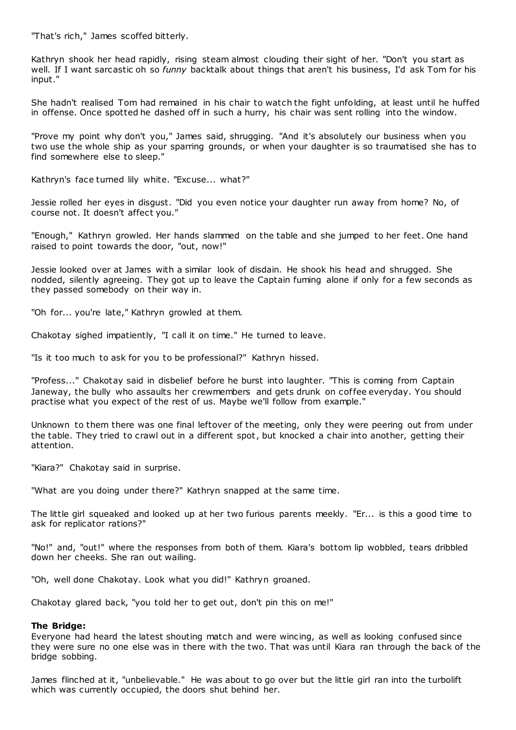"That's rich," James scoffed bitterly.

Kathryn shook her head rapidly, rising steam almost clouding their sight of her. "Don't you start as well. If I want sarcastic oh so *funny* backtalk about things that aren't his business, I'd ask Tom for his input."

She hadn't realised Tom had remained in his chair to watch the fight unfolding, at least until he huffed in offense. Once spotted he dashed off in such a hurry, his chair was sent rolling into the window.

"Prove my point why don't you," James said, shrugging. "And it's absolutely our business when you two use the whole ship as your sparring grounds, or when your daughter is so traumatised she has to find somewhere else to sleep."

Kathryn's face turned lily white. "Excuse... what?"

Jessie rolled her eyes in disgust. "Did you even notice your daughter run away from home? No, of course not. It doesn't affect you."

"Enough," Kathryn growled. Her hands slammed on the table and she jumped to her feet. One hand raised to point towards the door, "out, now!"

Jessie looked over at James with a similar look of disdain. He shook his head and shrugged. She nodded, silently agreeing. They got up to leave the Captain fuming alone if only for a few seconds as they passed somebody on their way in.

"Oh for... you're late," Kathryn growled at them.

Chakotay sighed impatiently, "I call it on time." He turned to leave.

"Is it too much to ask for you to be professional?" Kathryn hissed.

"Profess..." Chakotay said in disbelief before he burst into laughter. "This is coming from Captain Janeway, the bully who assaults her crewmembers and gets drunk on coffee everyday. You should practise what you expect of the rest of us. Maybe we'll follow from example."

Unknown to them there was one final leftover of the meeting, only they were peering out from under the table. They tried to crawl out in a different spot, but knocked a chair into another, getting their attention.

"Kiara?" Chakotay said in surprise.

"What are you doing under there?" Kathryn snapped at the same time.

The little girl squeaked and looked up at her two furious parents meekly. "Er... is this a good time to ask for replicator rations?"

"No!" and, "out!" where the responses from both of them. Kiara's bottom lip wobbled, tears dribbled down her cheeks. She ran out wailing.

"Oh, well done Chakotay. Look what you did!" Kathryn groaned.

Chakotay glared back, "you told her to get out, don't pin this on me!"

**The Bridge:**
Everyone had heard the latest shouting match and were wincing, as well as looking confused since they were sure no one else was in there with the two. That was until Kiara ran through the back of the bridge sobbing.

James flinched at it, "unbelievable." He was about to go over but the little girl ran into the turbolift which was currently occupied, the doors shut behind her.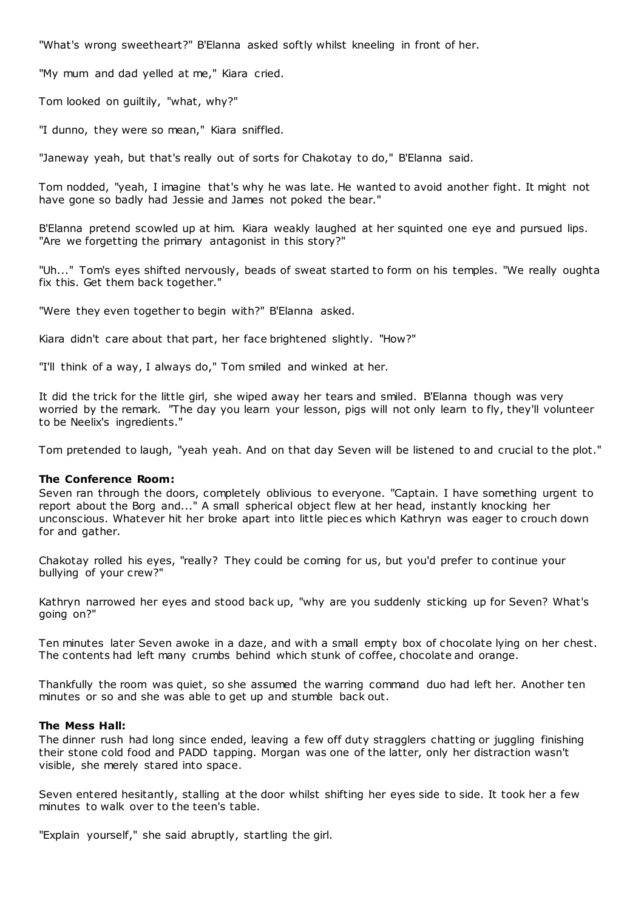"What's wrong sweetheart?" B'Elanna asked softly whilst kneeling in front of her.

"My mum and dad yelled at me," Kiara cried.

Tom looked on guiltily, "what, why?"

"I dunno, they were so mean," Kiara sniffled.

"Janeway yeah, but that's really out of sorts for Chakotay to do," B'Elanna said.

Tom nodded, "yeah, I imagine that's why he was late. He wanted to avoid another fight. It might not have gone so badly had Jessie and James not poked the bear."

B'Elanna pretend scowled up at him. Kiara weakly laughed at her squinted one eye and pursued lips. "Are we forgetting the primary antagonist in this story?"

"Uh..." Tom's eyes shifted nervously, beads of sweat started to form on his temples. "We really oughta fix this. Get them back together."

"Were they even together to begin with?" B'Elanna asked.

Kiara didn't care about that part, her face brightened slightly. "How?"

"I'll think of a way, I always do," Tom smiled and winked at her.

It did the trick for the little girl, she wiped away her tears and smiled. B'Elanna though was very worried by the remark. "The day you learn your lesson, pigs will not only learn to fly, they'll volunteer to be Neelix's ingredients."

Tom pretended to laugh, "yeah yeah. And on that day Seven will be listened to and crucial to the plot."

**The Conference Room:**
Seven ran through the doors, completely oblivious to everyone. "Captain. I have something urgent to report about the Borg and..." A small spherical object flew at her head, instantly knocking her unconscious. Whatever hit her broke apart into little pieces which Kathryn was eager to crouch down for and gather.

Chakotay rolled his eyes, "really? They could be coming for us, but you'd prefer to continue your bullying of your crew?"

Kathryn narrowed her eyes and stood back up, "why are you suddenly sticking up for Seven? What's going on?"

Ten minutes later Seven awoke in a daze, and with a small empty box of chocolate lying on her chest. The contents had left many crumbs behind which stunk of coffee, chocolate and orange.

Thankfully the room was quiet, so she assumed the warring command duo had left her. Another ten minutes or so and she was able to get up and stumble back out.

**The Mess Hall:**
The dinner rush had long since ended, leaving a few off duty stragglers chatting or juggling finishing their stone cold food and PADD tapping. Morgan was one of the latter, only her distraction wasn't visible, she merely stared into space.

Seven entered hesitantly, stalling at the door whilst shifting her eyes side to side. It took her a few minutes to walk over to the teen's table.

"Explain yourself," she said abruptly, startling the girl.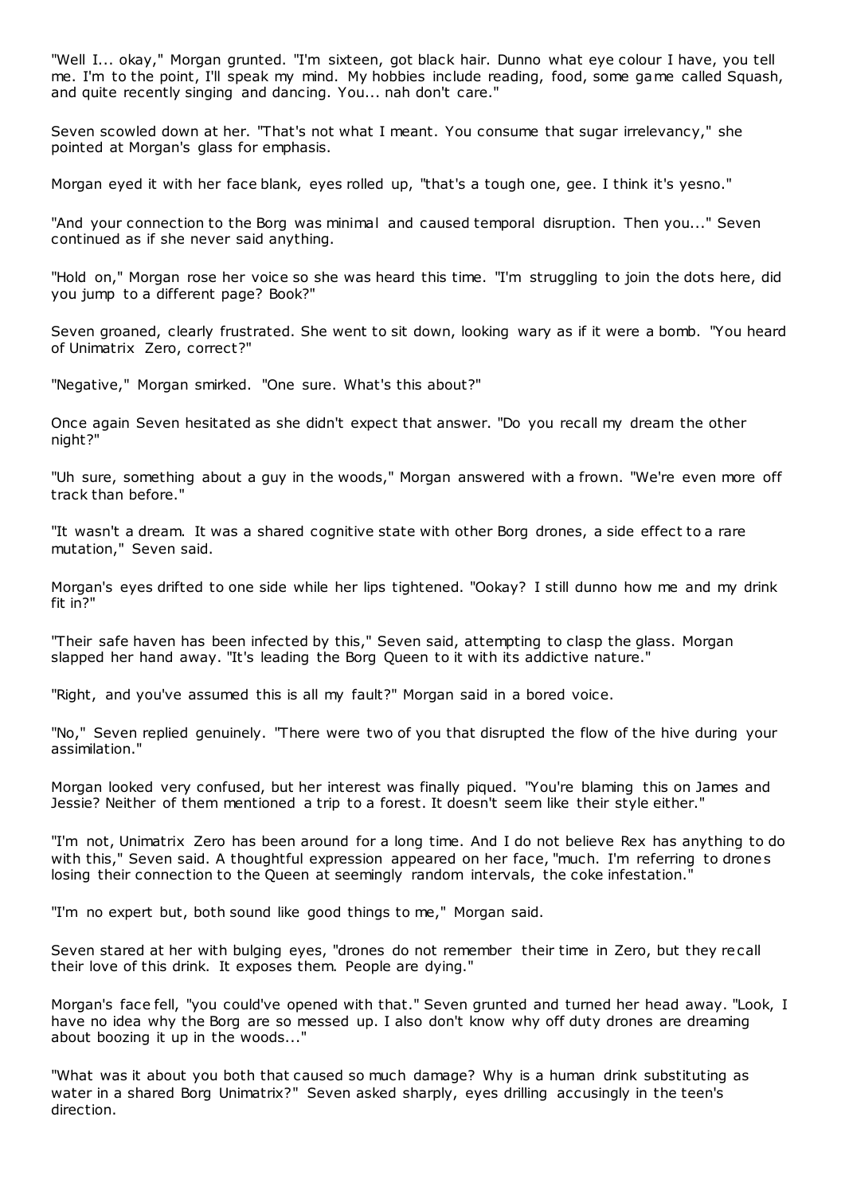"Well I... okay," Morgan grunted. "I'm sixteen, got black hair. Dunno what eye colour I have, you tell me. I'm to the point, I'll speak my mind. My hobbies include reading, food, some game called Squash, and quite recently singing and dancing. You... nah don't care."

Seven scowled down at her. "That's not what I meant. You consume that sugar irrelevancy," she pointed at Morgan's glass for emphasis.

Morgan eyed it with her face blank, eyes rolled up, "that's a tough one, gee. I think it's yesno."

"And your connection to the Borg was minimal and caused temporal disruption. Then you..." Seven continued as if she never said anything.

"Hold on," Morgan rose her voice so she was heard this time. "I'm struggling to join the dots here, did you jump to a different page? Book?"

Seven groaned, clearly frustrated. She went to sit down, looking wary as if it were a bomb. "You heard of Unimatrix Zero, correct?"

"Negative," Morgan smirked. "One sure. What's this about?"

Once again Seven hesitated as she didn't expect that answer. "Do you recall my dream the other night?"

"Uh sure, something about a guy in the woods," Morgan answered with a frown. "We're even more off track than before."

"It wasn't a dream. It was a shared cognitive state with other Borg drones, a side effect to a rare mutation," Seven said.

Morgan's eyes drifted to one side while her lips tightened. "Ookay? I still dunno how me and my drink fit in?"

"Their safe haven has been infected by this," Seven said, attempting to clasp the glass. Morgan slapped her hand away. "It's leading the Borg Queen to it with its addictive nature."

"Right, and you've assumed this is all my fault?" Morgan said in a bored voice.

"No," Seven replied genuinely. "There were two of you that disrupted the flow of the hive during your assimilation."

Morgan looked very confused, but her interest was finally piqued. "You're blaming this on James and Jessie? Neither of them mentioned a trip to a forest. It doesn't seem like their style either."

"I'm not, Unimatrix Zero has been around for a long time. And I do not believe Rex has anything to do with this," Seven said. A thoughtful expression appeared on her face, "much. I'm referring to drones losing their connection to the Queen at seemingly random intervals, the coke infestation."

"I'm no expert but, both sound like good things to me," Morgan said.

Seven stared at her with bulging eyes, "drones do not remember their time in Zero, but they recall their love of this drink. It exposes them. People are dying."

Morgan's face fell, "you could've opened with that." Seven grunted and turned her head away. "Look, I have no idea why the Borg are so messed up. I also don't know why off duty drones are dreaming about boozing it up in the woods..."

"What was it about you both that caused so much damage? Why is a human drink substituting as water in a shared Borg Unimatrix?" Seven asked sharply, eyes drilling accusingly in the teen's direction.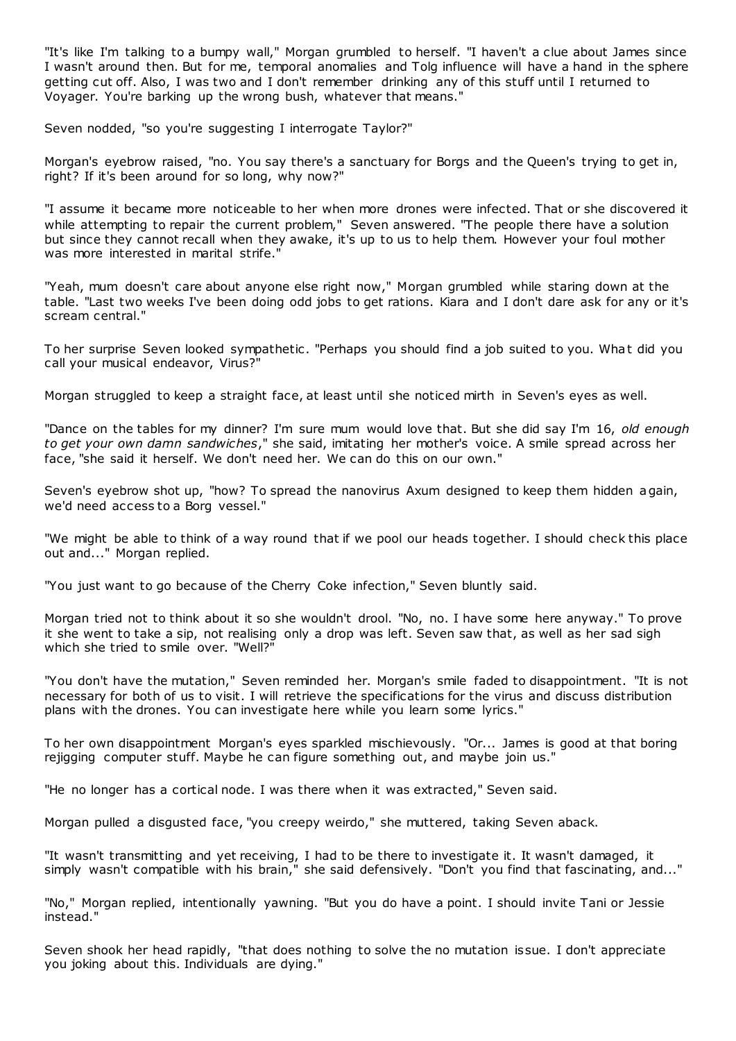"It's like I'm talking to a bumpy wall," Morgan grumbled to herself. "I haven't a clue about James since I wasn't around then. But for me, temporal anomalies and Tolg influence will have a hand in the sphere getting cut off. Also, I was two and I don't remember drinking any of this stuff until I returned to Voyager. You're barking up the wrong bush, whatever that means."

Seven nodded, "so you're suggesting I interrogate Taylor?"

Morgan's eyebrow raised, "no. You say there's a sanctuary for Borgs and the Queen's trying to get in, right? If it's been around for so long, why now?"

"I assume it became more noticeable to her when more drones were infected. That or she discovered it while attempting to repair the current problem," Seven answered. "The people there have a solution but since they cannot recall when they awake, it's up to us to help them. However your foul mother was more interested in marital strife."

"Yeah, mum doesn't care about anyone else right now," Morgan grumbled while staring down at the table. "Last two weeks I've been doing odd jobs to get rations. Kiara and I don't dare ask for any or it's scream central."

To her surprise Seven looked sympathetic. "Perhaps you should find a job suited to you. What did you call your musical endeavor, Virus?"

Morgan struggled to keep a straight face, at least until she noticed mirth in Seven's eyes as well.

"Dance on the tables for my dinner? I'm sure mum would love that. But she did say I'm 16, *old enough to get your own damn sandwiches*," she said, imitating her mother's voice. A smile spread across her face, "she said it herself. We don't need her. We can do this on our own."

Seven's eyebrow shot up, "how? To spread the nanovirus Axum designed to keep them hidden again, we'd need access to a Borg vessel."

"We might be able to think of a way round that if we pool our heads together. I should check this place out and..." Morgan replied.

"You just want to go because of the Cherry Coke infection," Seven bluntly said.

Morgan tried not to think about it so she wouldn't drool. "No, no. I have some here anyway." To prove it she went to take a sip, not realising only a drop was left. Seven saw that, as well as her sad sigh which she tried to smile over. "Well?"

"You don't have the mutation," Seven reminded her. Morgan's smile faded to disappointment. "It is not necessary for both of us to visit. I will retrieve the specifications for the virus and discuss distribution plans with the drones. You can investigate here while you learn some lyrics."

To her own disappointment Morgan's eyes sparkled mischievously. "Or... James is good at that boring rejigging computer stuff. Maybe he can figure something out, and maybe join us."

"He no longer has a cortical node. I was there when it was extracted," Seven said.

Morgan pulled a disgusted face, "you creepy weirdo," she muttered, taking Seven aback.

"It wasn't transmitting and yet receiving, I had to be there to investigate it. It wasn't damaged, it simply wasn't compatible with his brain," she said defensively. "Don't you find that fascinating, and..."

"No," Morgan replied, intentionally yawning. "But you do have a point. I should invite Tani or Jessie instead."

Seven shook her head rapidly, "that does nothing to solve the no mutation issue. I don't appreciate you joking about this. Individuals are dying."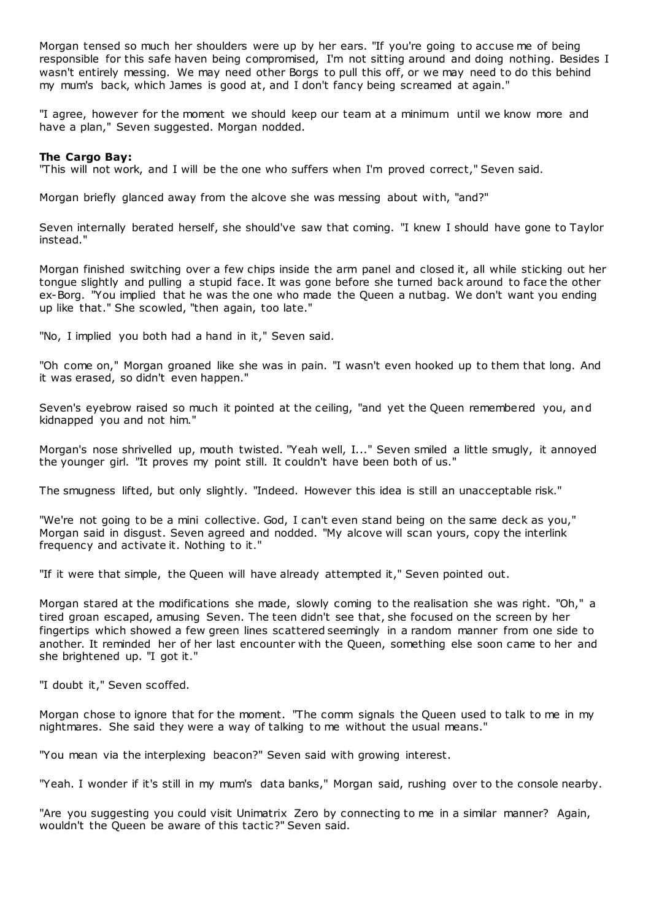Morgan tensed so much her shoulders were up by her ears. "If you're going to accuse me of being responsible for this safe haven being compromised, I'm not sitting around and doing nothing. Besides I wasn't entirely messing. We may need other Borgs to pull this off, or we may need to do this behind my mum's back, which James is good at, and I don't fancy being screamed at again."

"I agree, however for the moment we should keep our team at a minimum until we know more and have a plan," Seven suggested. Morgan nodded.

**The Cargo Bay:**

"This will not work, and I will be the one who suffers when I'm proved correct," Seven said.

Morgan briefly glanced away from the alcove she was messing about with, "and?"

Seven internally berated herself, she should've saw that coming. "I knew I should have gone to Taylor instead."

Morgan finished switching over a few chips inside the arm panel and closed it, all while sticking out her tongue slightly and pulling a stupid face. It was gone before she turned back around to face the other ex-Borg. "You implied that he was the one who made the Queen a nutbag. We don't want you ending up like that." She scowled, "then again, too late."

"No, I implied you both had a hand in it," Seven said.

"Oh come on," Morgan groaned like she was in pain. "I wasn't even hooked up to them that long. And it was erased, so didn't even happen."

Seven's eyebrow raised so much it pointed at the ceiling, "and yet the Queen remembered you, and kidnapped you and not him."

Morgan's nose shrivelled up, mouth twisted. "Yeah well, I..." Seven smiled a little smugly, it annoyed the younger girl. "It proves my point still. It couldn't have been both of us."

The smugness lifted, but only slightly. "Indeed. However this idea is still an unacceptable risk."

"We're not going to be a mini collective. God, I can't even stand being on the same deck as you," Morgan said in disgust. Seven agreed and nodded. "My alcove will scan yours, copy the interlink frequency and activate it. Nothing to it."

"If it were that simple, the Queen will have already attempted it," Seven pointed out.

Morgan stared at the modifications she made, slowly coming to the realisation she was right. "Oh," a tired groan escaped, amusing Seven. The teen didn't see that, she focused on the screen by her fingertips which showed a few green lines scattered seemingly in a random manner from one side to another. It reminded her of her last encounter with the Queen, something else soon came to her and she brightened up. "I got it."

"I doubt it," Seven scoffed.

Morgan chose to ignore that for the moment. "The comm signals the Queen used to talk to me in my nightmares. She said they were a way of talking to me without the usual means."

"You mean via the interplexing beacon?" Seven said with growing interest.

"Yeah. I wonder if it's still in my mum's data banks," Morgan said, rushing over to the console nearby.

"Are you suggesting you could visit Unimatrix Zero by connecting to me in a similar manner? Again, wouldn't the Queen be aware of this tactic?" Seven said.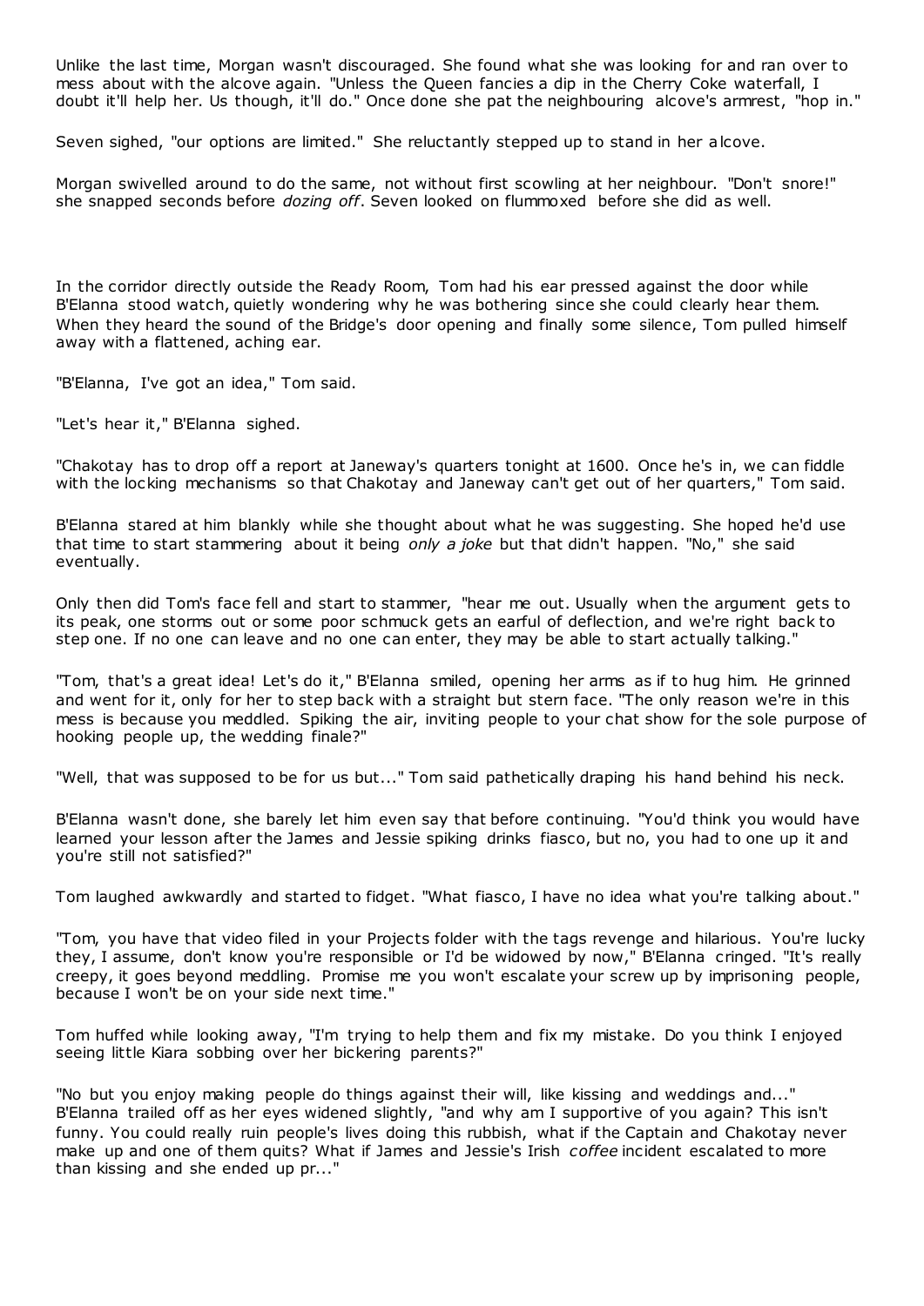Unlike the last time, Morgan wasn't discouraged. She found what she was looking for and ran over to mess about with the alcove again. "Unless the Queen fancies a dip in the Cherry Coke waterfall, I doubt it'll help her. Us though, it'll do." Once done she pat the neighbouring alcove's armrest, "hop in."

Seven sighed, "our options are limited." She reluctantly stepped up to stand in her alcove.

Morgan swivelled around to do the same, not without first scowling at her neighbour. "Don't snore!" she snapped seconds before *dozing off*. Seven looked on flummoxed before she did as well.

In the corridor directly outside the Ready Room, Tom had his ear pressed against the door while B'Elanna stood watch, quietly wondering why he was bothering since she could clearly hear them. When they heard the sound of the Bridge's door opening and finally some silence, Tom pulled himself away with a flattened, aching ear.

"B'Elanna, I've got an idea," Tom said.

"Let's hear it," B'Elanna sighed.

"Chakotay has to drop off a report at Janeway's quarters tonight at 1600. Once he's in, we can fiddle with the locking mechanisms so that Chakotay and Janeway can't get out of her quarters," Tom said.

B'Elanna stared at him blankly while she thought about what he was suggesting. She hoped he'd use that time to start stammering about it being *only a joke* but that didn't happen. "No," she said eventually.

Only then did Tom's face fell and start to stammer, "hear me out. Usually when the argument gets to its peak, one storms out or some poor schmuck gets an earful of deflection, and we're right back to step one. If no one can leave and no one can enter, they may be able to start actually talking."

"Tom, that's a great idea! Let's do it," B'Elanna smiled, opening her arms as if to hug him. He grinned and went for it, only for her to step back with a straight but stern face. "The only reason we're in this mess is because you meddled. Spiking the air, inviting people to your chat show for the sole purpose of hooking people up, the wedding finale?"

"Well, that was supposed to be for us but..." Tom said pathetically draping his hand behind his neck.

B'Elanna wasn't done, she barely let him even say that before continuing. "You'd think you would have learned your lesson after the James and Jessie spiking drinks fiasco, but no, you had to one up it and you're still not satisfied?"

Tom laughed awkwardly and started to fidget. "What fiasco, I have no idea what you're talking about."

"Tom, you have that video filed in your Projects folder with the tags revenge and hilarious. You're lucky they, I assume, don't know you're responsible or I'd be widowed by now," B'Elanna cringed. "It's really creepy, it goes beyond meddling. Promise me you won't escalate your screw up by imprisoning people, because I won't be on your side next time."

Tom huffed while looking away, "I'm trying to help them and fix my mistake. Do you think I enjoyed seeing little Kiara sobbing over her bickering parents?"

"No but you enjoy making people do things against their will, like kissing and weddings and..." B'Elanna trailed off as her eyes widened slightly, "and why am I supportive of you again? This isn't funny. You could really ruin people's lives doing this rubbish, what if the Captain and Chakotay never make up and one of them quits? What if James and Jessie's Irish *coffee* incident escalated to more than kissing and she ended up pr..."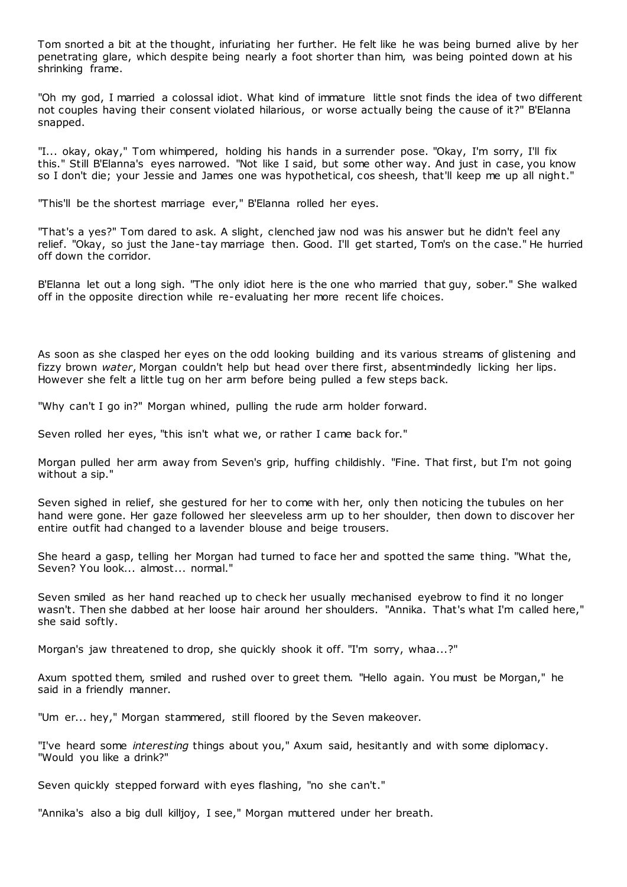Tom snorted a bit at the thought, infuriating her further. He felt like he was being burned alive by her penetrating glare, which despite being nearly a foot shorter than him, was being pointed down at his shrinking frame.

"Oh my god, I married a colossal idiot. What kind of immature little snot finds the idea of two different not couples having their consent violated hilarious, or worse actually being the cause of it?" B'Elanna snapped.

"I... okay, okay," Tom whimpered, holding his hands in a surrender pose. "Okay, I'm sorry, I'll fix this." Still B'Elanna's eyes narrowed. "Not like I said, but some other way. And just in case, you know so I don't die; your Jessie and James one was hypothetical, cos sheesh, that'll keep me up all night."

"This'll be the shortest marriage ever," B'Elanna rolled her eyes.

"That's a yes?" Tom dared to ask. A slight, clenched jaw nod was his answer but he didn't feel any relief. "Okay, so just the Jane-tay marriage then. Good. I'll get started, Tom's on the case." He hurried off down the corridor.

B'Elanna let out a long sigh. "The only idiot here is the one who married that guy, sober." She walked off in the opposite direction while re-evaluating her more recent life choices.

As soon as she clasped her eyes on the odd looking building and its various streams of glistening and fizzy brown *water*, Morgan couldn't help but head over there first, absentmindedly licking her lips. However she felt a little tug on her arm before being pulled a few steps back.

"Why can't I go in?" Morgan whined, pulling the rude arm holder forward.

Seven rolled her eyes, "this isn't what we, or rather I came back for."

Morgan pulled her arm away from Seven's grip, huffing childishly. "Fine. That first, but I'm not going without a sip."

Seven sighed in relief, she gestured for her to come with her, only then noticing the tubules on her hand were gone. Her gaze followed her sleeveless arm up to her shoulder, then down to discover her entire outfit had changed to a lavender blouse and beige trousers.

She heard a gasp, telling her Morgan had turned to face her and spotted the same thing. "What the, Seven? You look... almost... normal."

Seven smiled as her hand reached up to check her usually mechanised eyebrow to find it no longer wasn't. Then she dabbed at her loose hair around her shoulders. "Annika. That's what I'm called here," she said softly.

Morgan's jaw threatened to drop, she quickly shook it off. "I'm sorry, whaa...?"

Axum spotted them, smiled and rushed over to greet them. "Hello again. You must be Morgan," he said in a friendly manner.

"Um er... hey," Morgan stammered, still floored by the Seven makeover.

"I've heard some *interesting* things about you," Axum said, hesitantly and with some diplomacy. "Would you like a drink?"

Seven quickly stepped forward with eyes flashing, "no she can't."

"Annika's also a big dull killjoy, I see," Morgan muttered under her breath.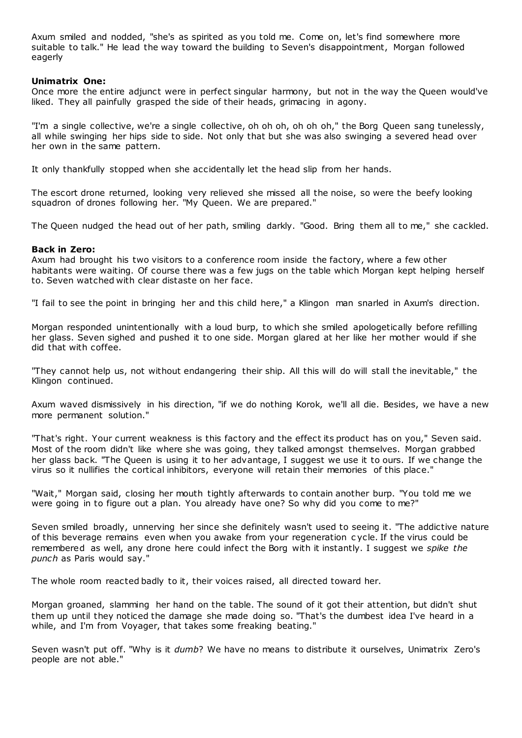Axum smiled and nodded, "she's as spirited as you told me. Come on, let's find somewhere more suitable to talk." He lead the way toward the building to Seven's disappointment, Morgan followed eagerly

**Unimatrix One:**
Once more the entire adjunct were in perfect singular harmony, but not in the way the Queen would've liked. They all painfully grasped the side of their heads, grimacing in agony.

"I'm a single collective, we're a single collective, oh oh oh, oh oh oh," the Borg Queen sang tunelessly, all while swinging her hips side to side. Not only that but she was also swinging a severed head over her own in the same pattern.

It only thankfully stopped when she accidentally let the head slip from her hands.

The escort drone returned, looking very relieved she missed all the noise, so were the beefy looking squadron of drones following her. "My Queen. We are prepared."

The Queen nudged the head out of her path, smiling darkly. "Good. Bring them all to me," she cackled.

**Back in Zero:**
Axum had brought his two visitors to a conference room inside the factory, where a few other habitants were waiting. Of course there was a few jugs on the table which Morgan kept helping herself to. Seven watched with clear distaste on her face.

"I fail to see the point in bringing her and this child here," a Klingon man snarled in Axum's direction.

Morgan responded unintentionally with a loud burp, to which she smiled apologetically before refilling her glass. Seven sighed and pushed it to one side. Morgan glared at her like her mother would if she did that with coffee.

"They cannot help us, not without endangering their ship. All this will do will stall the inevitable," the Klingon continued.

Axum waved dismissively in his direction, "if we do nothing Korok, we'll all die. Besides, we have a new more permanent solution."

"That's right. Your current weakness is this factory and the effect its product has on you," Seven said. Most of the room didn't like where she was going, they talked amongst themselves. Morgan grabbed her glass back. "The Queen is using it to her advantage, I suggest we use it to ours. If we change the virus so it nullifies the cortical inhibitors, everyone will retain their memories of this place."

"Wait," Morgan said, closing her mouth tightly afterwards to contain another burp. "You told me we were going in to figure out a plan. You already have one? So why did you come to me?"

Seven smiled broadly, unnerving her since she definitely wasn't used to seeing it. "The addictive nature of this beverage remains even when you awake from your regeneration cycle. If the virus could be remembered as well, any drone here could infect the Borg with it instantly. I suggest we *spike the punch* as Paris would say."

The whole room reacted badly to it, their voices raised, all directed toward her.

Morgan groaned, slamming her hand on the table. The sound of it got their attention, but didn't shut them up until they noticed the damage she made doing so. "That's the dumbest idea I've heard in a while, and I'm from Voyager, that takes some freaking beating."

Seven wasn't put off. "Why is it *dumb*? We have no means to distribute it ourselves, Unimatrix Zero's people are not able."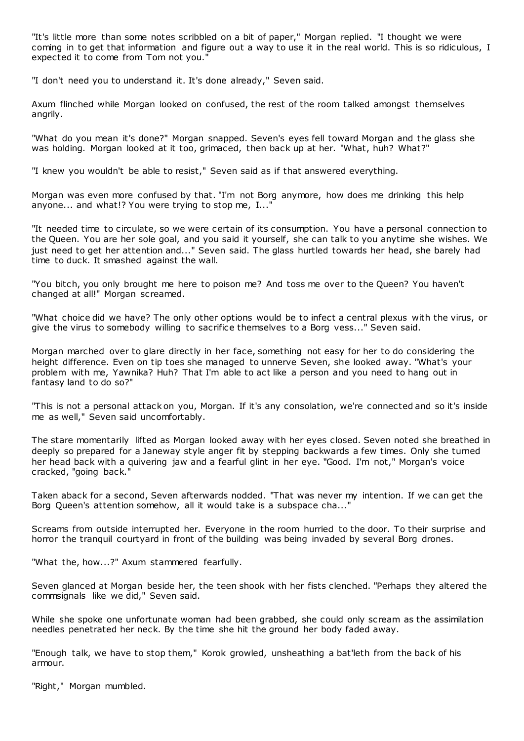"It's little more than some notes scribbled on a bit of paper," Morgan replied. "I thought we were coming in to get that information and figure out a way to use it in the real world. This is so ridiculous, I expected it to come from Tom not you."

"I don't need you to understand it. It's done already," Seven said.

Axum flinched while Morgan looked on confused, the rest of the room talked amongst themselves angrily.

"What do you mean it's done?" Morgan snapped. Seven's eyes fell toward Morgan and the glass she was holding. Morgan looked at it too, grimaced, then back up at her. "What, huh? What?"

"I knew you wouldn't be able to resist," Seven said as if that answered everything.

Morgan was even more confused by that. "I'm not Borg anymore, how does me drinking this help anyone... and what!? You were trying to stop me, I..."

"It needed time to circulate, so we were certain of its consumption. You have a personal connection to the Queen. You are her sole goal, and you said it yourself, she can talk to you anytime she wishes. We just need to get her attention and..." Seven said. The glass hurtled towards her head, she barely had time to duck. It smashed against the wall.

"You bitch, you only brought me here to poison me? And toss me over to the Queen? You haven't changed at all!" Morgan screamed.

"What choice did we have? The only other options would be to infect a central plexus with the virus, or give the virus to somebody willing to sacrifice themselves to a Borg vess..." Seven said.

Morgan marched over to glare directly in her face, something not easy for her to do considering the height difference. Even on tip toes she managed to unnerve Seven, she looked away. "What's your problem with me, Yawnika? Huh? That I'm able to act like a person and you need to hang out in fantasy land to do so?"

"This is not a personal attack on you, Morgan. If it's any consolation, we're connected and so it's inside me as well," Seven said uncomfortably.

The stare momentarily lifted as Morgan looked away with her eyes closed. Seven noted she breathed in deeply so prepared for a Janeway style anger fit by stepping backwards a few times. Only she turned her head back with a quivering jaw and a fearful glint in her eye. "Good. I'm not," Morgan's voice cracked, "going back."

Taken aback for a second, Seven afterwards nodded. "That was never my intention. If we can get the Borg Queen's attention somehow, all it would take is a subspace cha..."

Screams from outside interrupted her. Everyone in the room hurried to the door. To their surprise and horror the tranquil courtyard in front of the building was being invaded by several Borg drones.

"What the, how...?" Axum stammered fearfully.

Seven glanced at Morgan beside her, the teen shook with her fists clenched. "Perhaps they altered the commsignals like we did," Seven said.

While she spoke one unfortunate woman had been grabbed, she could only scream as the assimilation needles penetrated her neck. By the time she hit the ground her body faded away.

"Enough talk, we have to stop them," Korok growled, unsheathing a bat'leth from the back of his armour.

"Right," Morgan mumbled.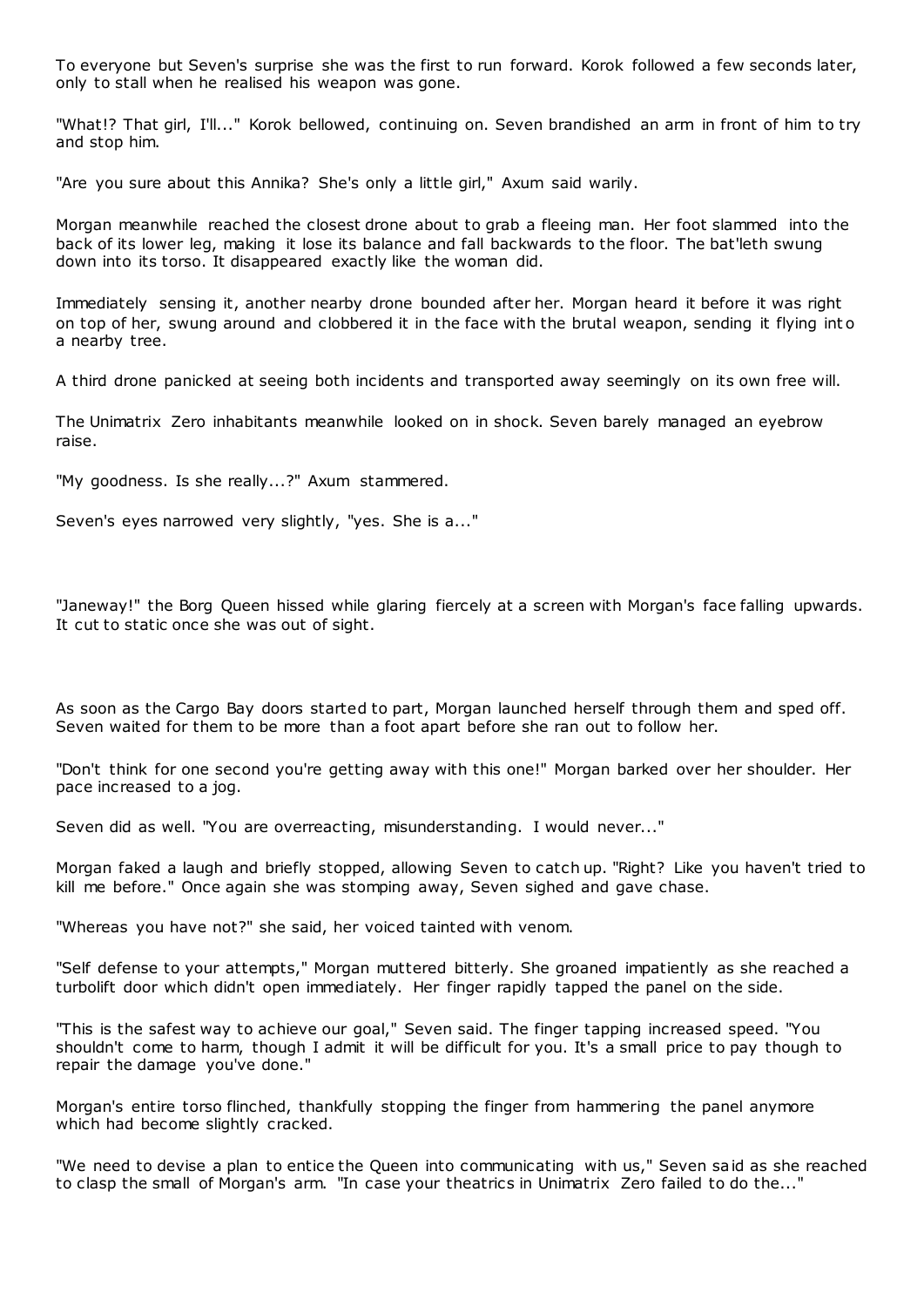To everyone but Seven's surprise she was the first to run forward. Korok followed a few seconds later, only to stall when he realised his weapon was gone.

"What!? That girl, I'll..." Korok bellowed, continuing on. Seven brandished an arm in front of him to try and stop him.

"Are you sure about this Annika? She's only a little girl," Axum said warily.

Morgan meanwhile reached the closest drone about to grab a fleeing man. Her foot slammed into the back of its lower leg, making it lose its balance and fall backwards to the floor. The bat'leth swung down into its torso. It disappeared exactly like the woman did.

Immediately sensing it, another nearby drone bounded after her. Morgan heard it before it was right on top of her, swung around and clobbered it in the face with the brutal weapon, sending it flying into a nearby tree.

A third drone panicked at seeing both incidents and transported away seemingly on its own free will.

The Unimatrix Zero inhabitants meanwhile looked on in shock. Seven barely managed an eyebrow raise.

"My goodness. Is she really...?" Axum stammered.

Seven's eyes narrowed very slightly, "yes. She is a..."

"Janeway!" the Borg Queen hissed while glaring fiercely at a screen with Morgan's face falling upwards. It cut to static once she was out of sight.

As soon as the Cargo Bay doors started to part, Morgan launched herself through them and sped off. Seven waited for them to be more than a foot apart before she ran out to follow her.

"Don't think for one second you're getting away with this one!" Morgan barked over her shoulder. Her pace increased to a jog.

Seven did as well. "You are overreacting, misunderstanding. I would never..."

Morgan faked a laugh and briefly stopped, allowing Seven to catch up. "Right? Like you haven't tried to kill me before." Once again she was stomping away, Seven sighed and gave chase.

"Whereas you have not?" she said, her voiced tainted with venom.

"Self defense to your attempts," Morgan muttered bitterly. She groaned impatiently as she reached a turbolift door which didn't open immediately. Her finger rapidly tapped the panel on the side.

"This is the safest way to achieve our goal," Seven said. The finger tapping increased speed. "You shouldn't come to harm, though I admit it will be difficult for you. It's a small price to pay though to repair the damage you've done."

Morgan's entire torso flinched, thankfully stopping the finger from hammering the panel anymore which had become slightly cracked.

"We need to devise a plan to entice the Queen into communicating with us," Seven said as she reached to clasp the small of Morgan's arm. "In case your theatrics in Unimatrix Zero failed to do the..."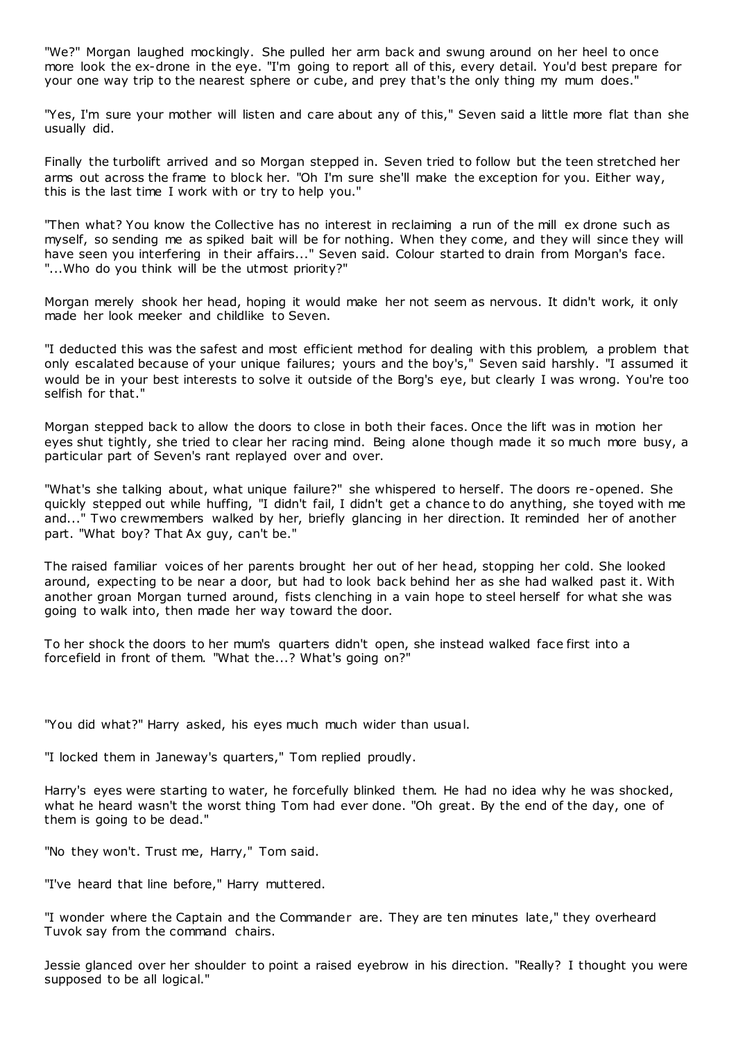"We?" Morgan laughed mockingly. She pulled her arm back and swung around on her heel to once more look the ex-drone in the eye. "I'm going to report all of this, every detail. You'd best prepare for your one way trip to the nearest sphere or cube, and prey that's the only thing my mum does."

"Yes, I'm sure your mother will listen and care about any of this," Seven said a little more flat than she usually did.

Finally the turbolift arrived and so Morgan stepped in. Seven tried to follow but the teen stretched her arms out across the frame to block her. "Oh I'm sure she'll make the exception for you. Either way, this is the last time I work with or try to help you."

"Then what? You know the Collective has no interest in reclaiming a run of the mill ex drone such as myself, so sending me as spiked bait will be for nothing. When they come, and they will since they will have seen you interfering in their affairs..." Seven said. Colour started to drain from Morgan's face. "...Who do you think will be the utmost priority?"

Morgan merely shook her head, hoping it would make her not seem as nervous. It didn't work, it only made her look meeker and childlike to Seven.

"I deducted this was the safest and most efficient method for dealing with this problem, a problem that only escalated because of your unique failures; yours and the boy's," Seven said harshly. "I assumed it would be in your best interests to solve it outside of the Borg's eye, but clearly I was wrong. You're too selfish for that."

Morgan stepped back to allow the doors to close in both their faces. Once the lift was in motion her eyes shut tightly, she tried to clear her racing mind. Being alone though made it so much more busy, a particular part of Seven's rant replayed over and over.

"What's she talking about, what unique failure?" she whispered to herself. The doors re-opened. She quickly stepped out while huffing, "I didn't fail, I didn't get a chance to do anything, she toyed with me and..." Two crewmembers walked by her, briefly glancing in her direction. It reminded her of another part. "What boy? That Ax guy, can't be."

The raised familiar voices of her parents brought her out of her head, stopping her cold. She looked around, expecting to be near a door, but had to look back behind her as she had walked past it. With another groan Morgan turned around, fists clenching in a vain hope to steel herself for what she was going to walk into, then made her way toward the door.

To her shock the doors to her mum's quarters didn't open, she instead walked face first into a forcefield in front of them. "What the...? What's going on?"

"You did what?" Harry asked, his eyes much much wider than usual.

"I locked them in Janeway's quarters," Tom replied proudly.

Harry's eyes were starting to water, he forcefully blinked them. He had no idea why he was shocked, what he heard wasn't the worst thing Tom had ever done. "Oh great. By the end of the day, one of them is going to be dead."

"No they won't. Trust me, Harry," Tom said.

"I've heard that line before," Harry muttered.

"I wonder where the Captain and the Commander are. They are ten minutes late," they overheard Tuvok say from the command chairs.

Jessie glanced over her shoulder to point a raised eyebrow in his direction. "Really? I thought you were supposed to be all logical."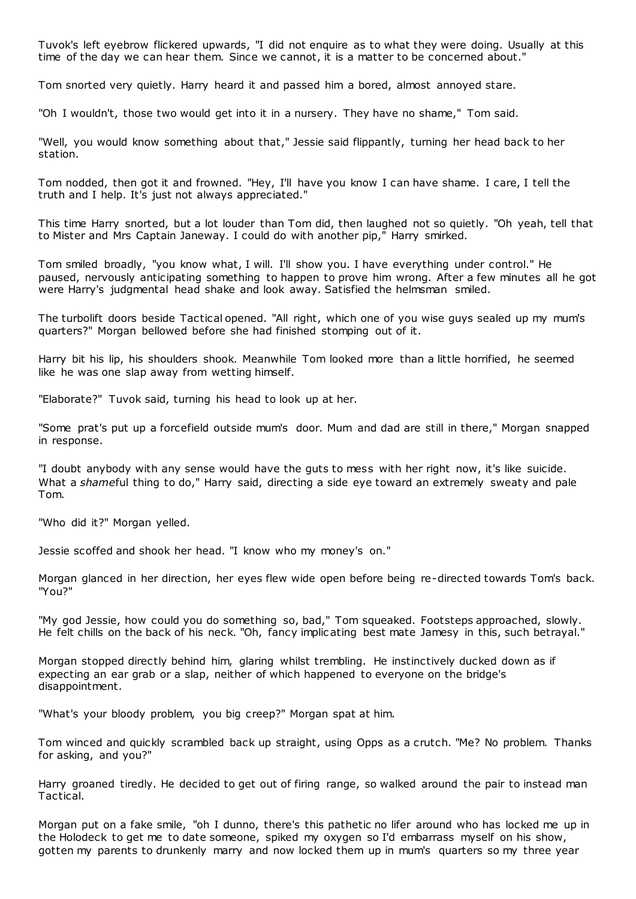Tuvok's left eyebrow flickered upwards, "I did not enquire as to what they were doing. Usually at this time of the day we can hear them. Since we cannot, it is a matter to be concerned about."

Tom snorted very quietly. Harry heard it and passed him a bored, almost annoyed stare.

"Oh I wouldn't, those two would get into it in a nursery. They have no shame," Tom said.

"Well, you would know something about that," Jessie said flippantly, turning her head back to her station.

Tom nodded, then got it and frowned. "Hey, I'll have you know I can have shame. I care, I tell the truth and I help. It's just not always appreciated."

This time Harry snorted, but a lot louder than Tom did, then laughed not so quietly. "Oh yeah, tell that to Mister and Mrs Captain Janeway. I could do with another pip," Harry smirked.

Tom smiled broadly, "you know what, I will. I'll show you. I have everything under control." He paused, nervously anticipating something to happen to prove him wrong. After a few minutes all he got were Harry's judgmental head shake and look away. Satisfied the helmsman smiled.

The turbolift doors beside Tactical opened. "All right, which one of you wise guys sealed up my mum's quarters?" Morgan bellowed before she had finished stomping out of it.

Harry bit his lip, his shoulders shook. Meanwhile Tom looked more than a little horrified, he seemed like he was one slap away from wetting himself.

"Elaborate?" Tuvok said, turning his head to look up at her.

"Some prat's put up a forcefield outside mum's door. Mum and dad are still in there," Morgan snapped in response.

"I doubt anybody with any sense would have the guts to mess with her right now, it's like suicide. What a *shame*ful thing to do," Harry said, directing a side eye toward an extremely sweaty and pale Tom.

"Who did it?" Morgan yelled.

Jessie scoffed and shook her head. "I know who my money's on."

Morgan glanced in her direction, her eyes flew wide open before being re-directed towards Tom's back. "You?"

"My god Jessie, how could you do something so, bad," Tom squeaked. Footsteps approached, slowly. He felt chills on the back of his neck. "Oh, fancy implicating best mate Jamesy in this, such betrayal."

Morgan stopped directly behind him, glaring whilst trembling. He instinctively ducked down as if expecting an ear grab or a slap, neither of which happened to everyone on the bridge's disappointment.

"What's your bloody problem, you big creep?" Morgan spat at him.

Tom winced and quickly scrambled back up straight, using Opps as a crutch. "Me? No problem. Thanks for asking, and you?"

Harry groaned tiredly. He decided to get out of firing range, so walked around the pair to instead man Tactical.

Morgan put on a fake smile, "oh I dunno, there's this pathetic no lifer around who has locked me up in the Holodeck to get me to date someone, spiked my oxygen so I'd embarrass myself on his show, gotten my parents to drunkenly marry and now locked them up in mum's quarters so my three year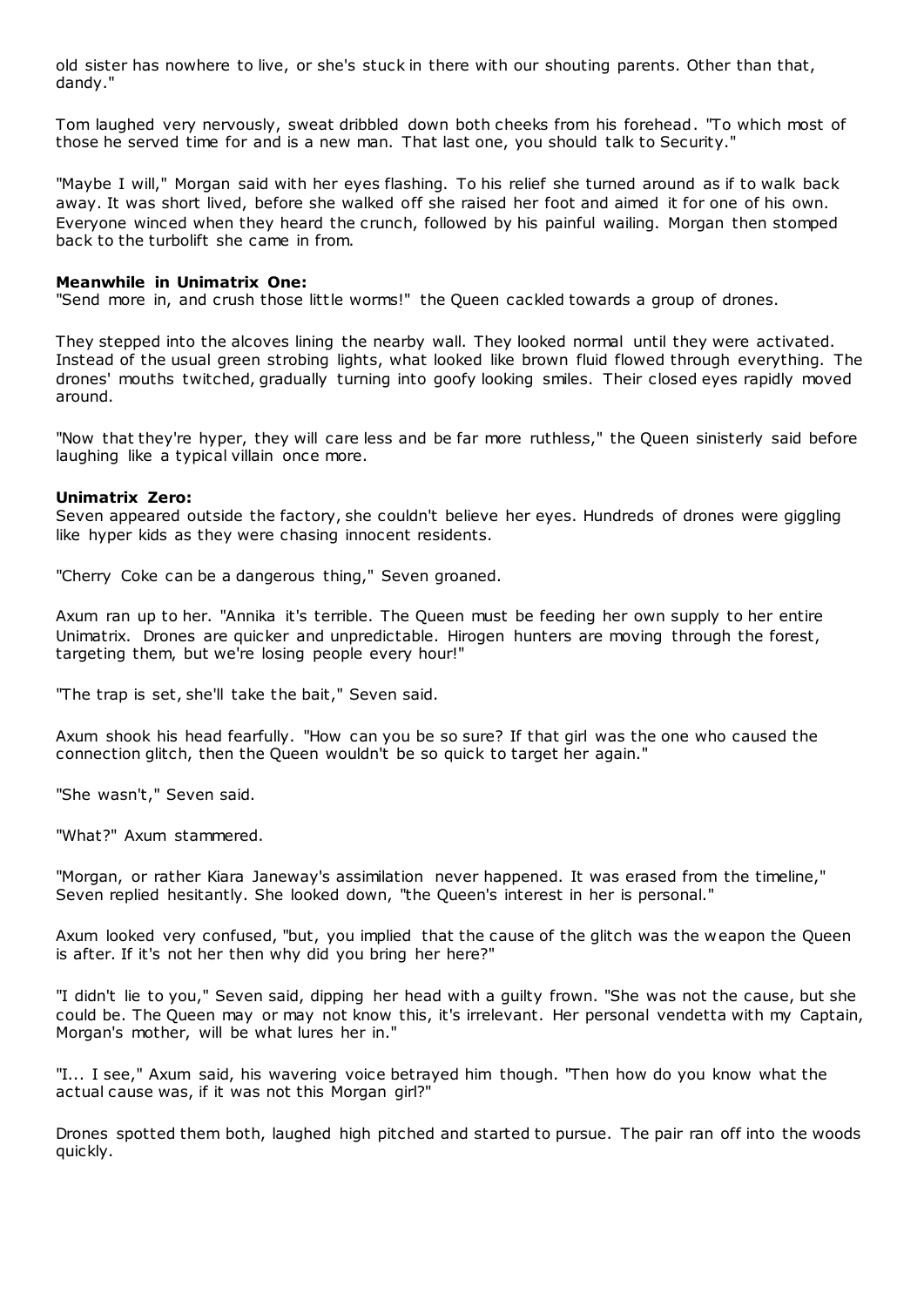old sister has nowhere to live, or she's stuck in there with our shouting parents. Other than that, dandy."

Tom laughed very nervously, sweat dribbled down both cheeks from his forehead. "To which most of those he served time for and is a new man. That last one, you should talk to Security."

"Maybe I will," Morgan said with her eyes flashing. To his relief she turned around as if to walk back away. It was short lived, before she walked off she raised her foot and aimed it for one of his own. Everyone winced when they heard the crunch, followed by his painful wailing. Morgan then stomped back to the turbolift she came in from.

**Meanwhile in Unimatrix One:**

"Send more in, and crush those little worms!" the Queen cackled towards a group of drones.

They stepped into the alcoves lining the nearby wall. They looked normal until they were activated. Instead of the usual green strobing lights, what looked like brown fluid flowed through everything. The drones' mouths twitched, gradually turning into goofy looking smiles. Their closed eyes rapidly moved around.

"Now that they're hyper, they will care less and be far more ruthless," the Queen sinisterly said before laughing like a typical villain once more.

**Unimatrix Zero:**

Seven appeared outside the factory, she couldn't believe her eyes. Hundreds of drones were giggling like hyper kids as they were chasing innocent residents.

"Cherry Coke can be a dangerous thing," Seven groaned.

Axum ran up to her. "Annika it's terrible. The Queen must be feeding her own supply to her entire Unimatrix. Drones are quicker and unpredictable. Hirogen hunters are moving through the forest, targeting them, but we're losing people every hour!"

"The trap is set, she'll take the bait," Seven said.

Axum shook his head fearfully. "How can you be so sure? If that girl was the one who caused the connection glitch, then the Queen wouldn't be so quick to target her again."

"She wasn't," Seven said.

"What?" Axum stammered.

"Morgan, or rather Kiara Janeway's assimilation never happened. It was erased from the timeline," Seven replied hesitantly. She looked down, "the Queen's interest in her is personal."

Axum looked very confused, "but, you implied that the cause of the glitch was the weapon the Queen is after. If it's not her then why did you bring her here?"

"I didn't lie to you," Seven said, dipping her head with a guilty frown. "She was not the cause, but she could be. The Queen may or may not know this, it's irrelevant. Her personal vendetta with my Captain, Morgan's mother, will be what lures her in."

"I... I see," Axum said, his wavering voice betrayed him though. "Then how do you know what the actual cause was, if it was not this Morgan girl?"

Drones spotted them both, laughed high pitched and started to pursue. The pair ran off into the woods quickly.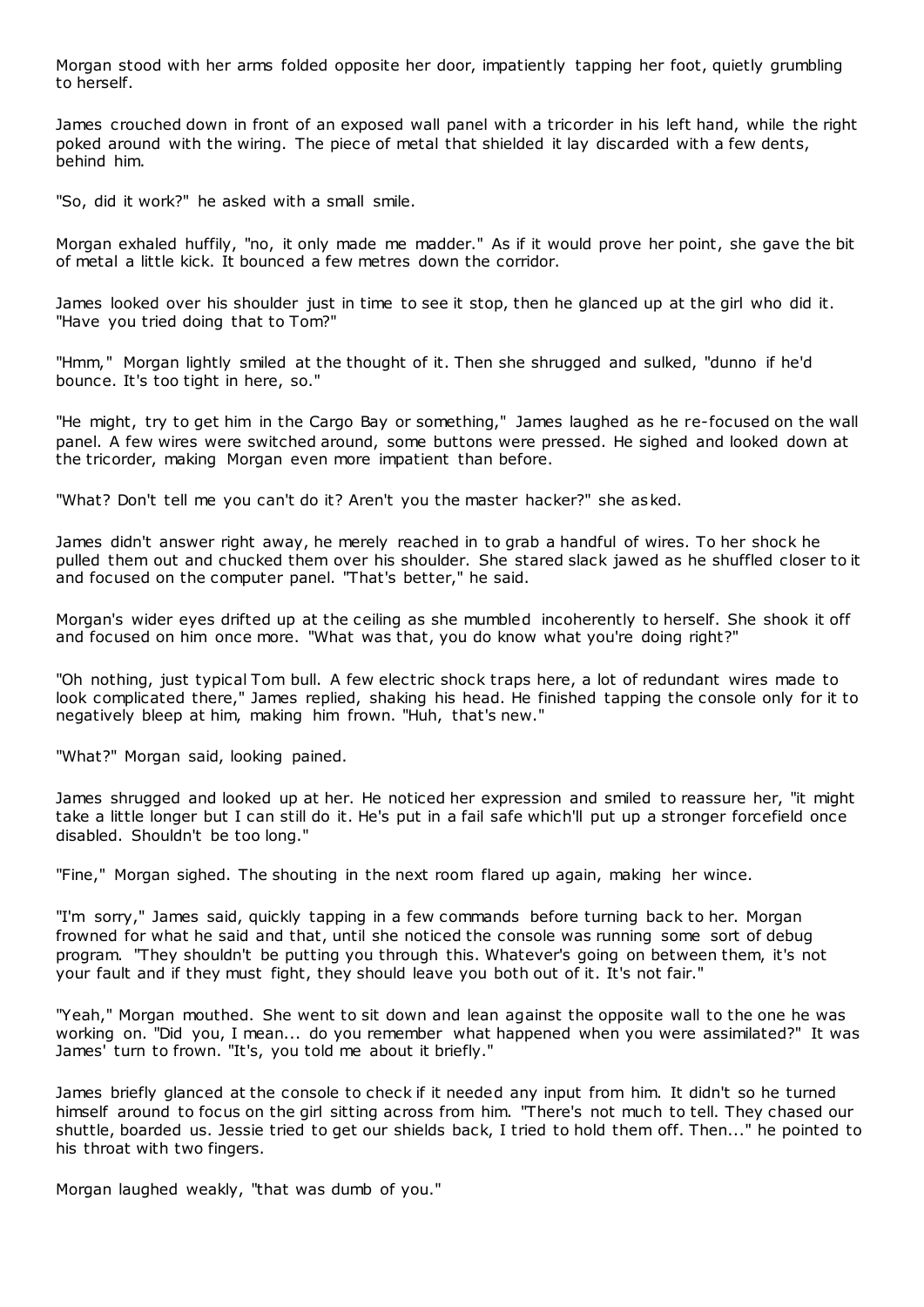Morgan stood with her arms folded opposite her door, impatiently tapping her foot, quietly grumbling to herself.

James crouched down in front of an exposed wall panel with a tricorder in his left hand, while the right poked around with the wiring. The piece of metal that shielded it lay discarded with a few dents, behind him.

"So, did it work?" he asked with a small smile.

Morgan exhaled huffily, "no, it only made me madder." As if it would prove her point, she gave the bit of metal a little kick. It bounced a few metres down the corridor.

James looked over his shoulder just in time to see it stop, then he glanced up at the girl who did it. "Have you tried doing that to Tom?"

"Hmm," Morgan lightly smiled at the thought of it. Then she shrugged and sulked, "dunno if he'd bounce. It's too tight in here, so."

"He might, try to get him in the Cargo Bay or something," James laughed as he re-focused on the wall panel. A few wires were switched around, some buttons were pressed. He sighed and looked down at the tricorder, making Morgan even more impatient than before.

"What? Don't tell me you can't do it? Aren't you the master hacker?" she asked.

James didn't answer right away, he merely reached in to grab a handful of wires. To her shock he pulled them out and chucked them over his shoulder. She stared slack jawed as he shuffled closer to it and focused on the computer panel. "That's better," he said.

Morgan's wider eyes drifted up at the ceiling as she mumbled incoherently to herself. She shook it off and focused on him once more. "What was that, you do know what you're doing right?"

"Oh nothing, just typical Tom bull. A few electric shock traps here, a lot of redundant wires made to look complicated there," James replied, shaking his head. He finished tapping the console only for it to negatively bleep at him, making him frown. "Huh, that's new."

"What?" Morgan said, looking pained.

James shrugged and looked up at her. He noticed her expression and smiled to reassure her, "it might take a little longer but I can still do it. He's put in a fail safe which'll put up a stronger forcefield once disabled. Shouldn't be too long."

"Fine," Morgan sighed. The shouting in the next room flared up again, making her wince.

"I'm sorry," James said, quickly tapping in a few commands before turning back to her. Morgan frowned for what he said and that, until she noticed the console was running some sort of debug program. "They shouldn't be putting you through this. Whatever's going on between them, it's not your fault and if they must fight, they should leave you both out of it. It's not fair."

"Yeah," Morgan mouthed. She went to sit down and lean against the opposite wall to the one he was working on. "Did you, I mean... do you remember what happened when you were assimilated?" It was James' turn to frown. "It's, you told me about it briefly."

James briefly glanced at the console to check if it needed any input from him. It didn't so he turned himself around to focus on the girl sitting across from him. "There's not much to tell. They chased our shuttle, boarded us. Jessie tried to get our shields back, I tried to hold them off. Then..." he pointed to his throat with two fingers.

Morgan laughed weakly, "that was dumb of you."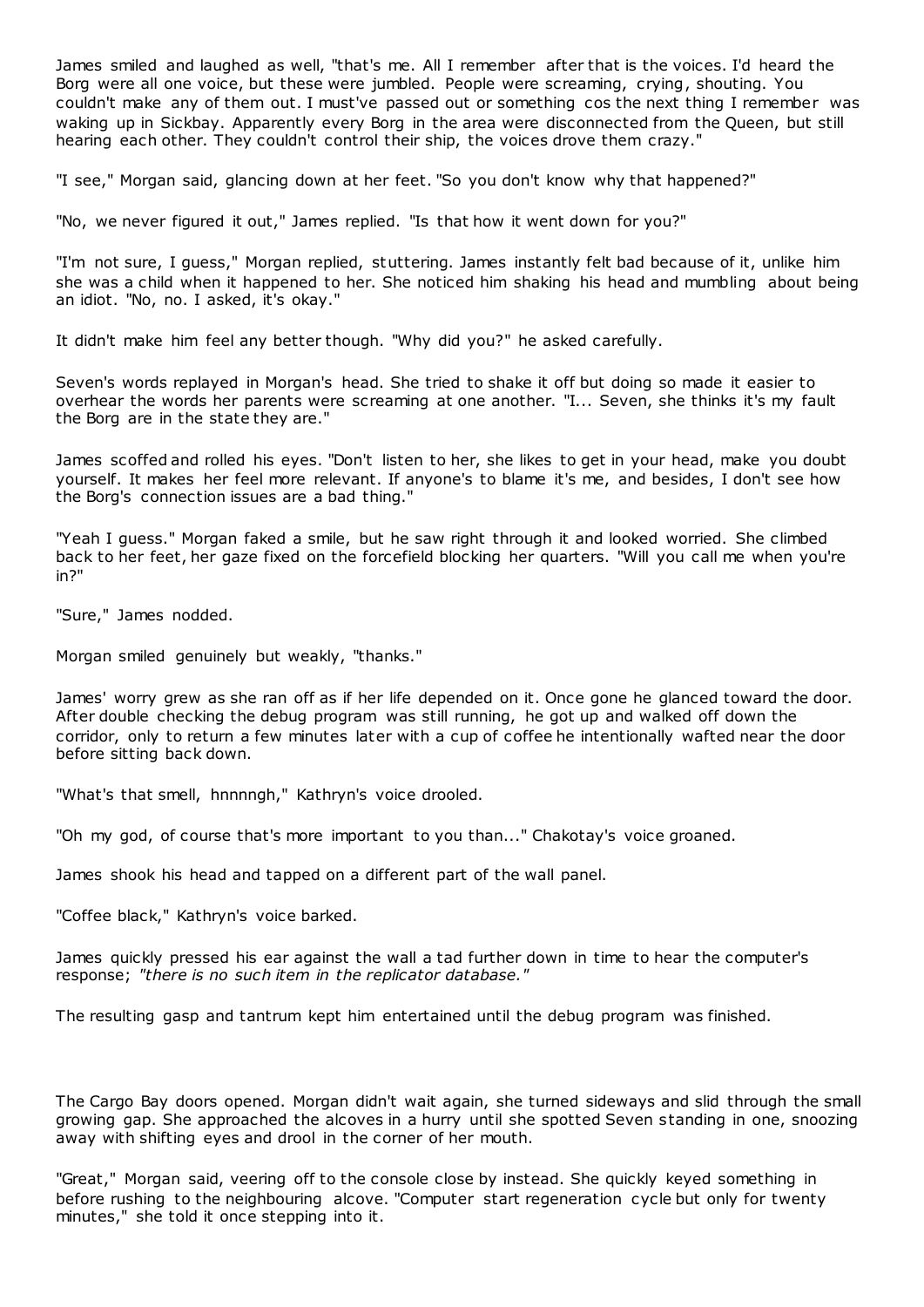James smiled and laughed as well, "that's me. All I remember after that is the voices. I'd heard the Borg were all one voice, but these were jumbled. People were screaming, crying, shouting. You couldn't make any of them out. I must've passed out or something cos the next thing I remember was waking up in Sickbay. Apparently every Borg in the area were disconnected from the Queen, but still hearing each other. They couldn't control their ship, the voices drove them crazy."

"I see," Morgan said, glancing down at her feet. "So you don't know why that happened?"

"No, we never figured it out," James replied. "Is that how it went down for you?"

"I'm not sure, I guess," Morgan replied, stuttering. James instantly felt bad because of it, unlike him she was a child when it happened to her. She noticed him shaking his head and mumbling about being an idiot. "No, no. I asked, it's okay."

It didn't make him feel any better though. "Why did you?" he asked carefully.

Seven's words replayed in Morgan's head. She tried to shake it off but doing so made it easier to overhear the words her parents were screaming at one another. "I... Seven, she thinks it's my fault the Borg are in the state they are."

James scoffed and rolled his eyes. "Don't listen to her, she likes to get in your head, make you doubt yourself. It makes her feel more relevant. If anyone's to blame it's me, and besides, I don't see how the Borg's connection issues are a bad thing."

"Yeah I guess." Morgan faked a smile, but he saw right through it and looked worried. She climbed back to her feet, her gaze fixed on the forcefield blocking her quarters. "Will you call me when you're in?"

"Sure," James nodded.

Morgan smiled genuinely but weakly, "thanks."

James' worry grew as she ran off as if her life depended on it. Once gone he glanced toward the door. After double checking the debug program was still running, he got up and walked off down the corridor, only to return a few minutes later with a cup of coffee he intentionally wafted near the door before sitting back down.

"What's that smell, hnnnngh," Kathryn's voice drooled.

"Oh my god, of course that's more important to you than..." Chakotay's voice groaned.

James shook his head and tapped on a different part of the wall panel.

"Coffee black," Kathryn's voice barked.

James quickly pressed his ear against the wall a tad further down in time to hear the computer's response; *"there is no such item in the replicator database."*

The resulting gasp and tantrum kept him entertained until the debug program was finished.

The Cargo Bay doors opened. Morgan didn't wait again, she turned sideways and slid through the small growing gap. She approached the alcoves in a hurry until she spotted Seven standing in one, snoozing away with shifting eyes and drool in the corner of her mouth.

"Great," Morgan said, veering off to the console close by instead. She quickly keyed something in before rushing to the neighbouring alcove. "Computer start regeneration cycle but only for twenty minutes," she told it once stepping into it.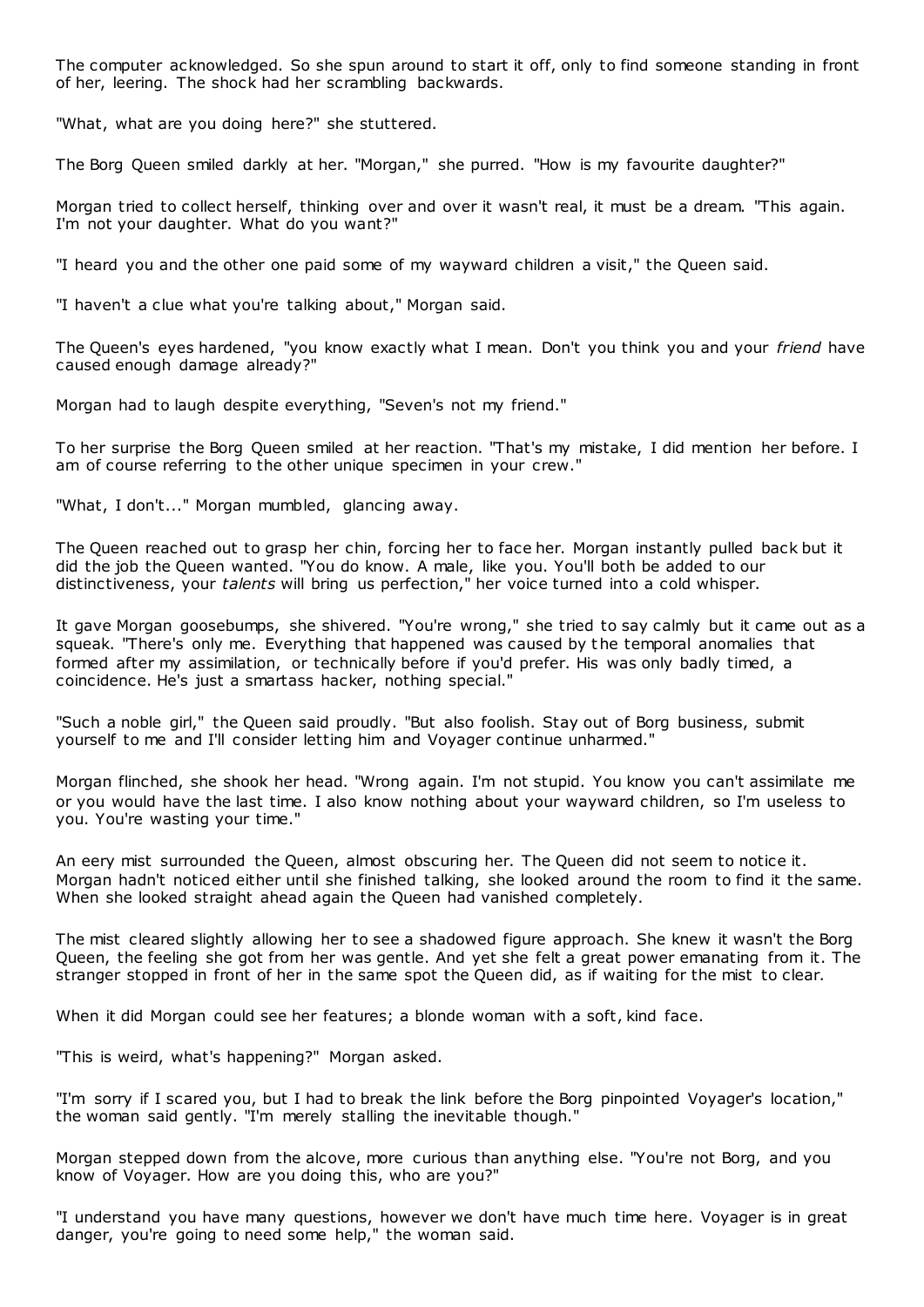The computer acknowledged. So she spun around to start it off, only to find someone standing in front of her, leering. The shock had her scrambling backwards.

"What, what are you doing here?" she stuttered.

The Borg Queen smiled darkly at her. "Morgan," she purred. "How is my favourite daughter?"

Morgan tried to collect herself, thinking over and over it wasn't real, it must be a dream. "This again. I'm not your daughter. What do you want?"

"I heard you and the other one paid some of my wayward children a visit," the Queen said.

"I haven't a clue what you're talking about," Morgan said.

The Queen's eyes hardened, "you know exactly what I mean. Don't you think you and your *friend* have caused enough damage already?"

Morgan had to laugh despite everything, "Seven's not my friend."

To her surprise the Borg Queen smiled at her reaction. "That's my mistake, I did mention her before. I am of course referring to the other unique specimen in your crew."

"What, I don't..." Morgan mumbled, glancing away.

The Queen reached out to grasp her chin, forcing her to face her. Morgan instantly pulled back but it did the job the Queen wanted. "You do know. A male, like you. You'll both be added to our distinctiveness, your *talents* will bring us perfection," her voice turned into a cold whisper.

It gave Morgan goosebumps, she shivered. "You're wrong," she tried to say calmly but it came out as a squeak. "There's only me. Everything that happened was caused by the temporal anomalies that formed after my assimilation, or technically before if you'd prefer. His was only badly timed, a coincidence. He's just a smartass hacker, nothing special."

"Such a noble girl," the Queen said proudly. "But also foolish. Stay out of Borg business, submit yourself to me and I'll consider letting him and Voyager continue unharmed."

Morgan flinched, she shook her head. "Wrong again. I'm not stupid. You know you can't assimilate me or you would have the last time. I also know nothing about your wayward children, so I'm useless to you. You're wasting your time."

An eery mist surrounded the Queen, almost obscuring her. The Queen did not seem to notice it. Morgan hadn't noticed either until she finished talking, she looked around the room to find it the same. When she looked straight ahead again the Queen had vanished completely.

The mist cleared slightly allowing her to see a shadowed figure approach. She knew it wasn't the Borg Queen, the feeling she got from her was gentle. And yet she felt a great power emanating from it. The stranger stopped in front of her in the same spot the Queen did, as if waiting for the mist to clear.

When it did Morgan could see her features; a blonde woman with a soft, kind face.

"This is weird, what's happening?" Morgan asked.

"I'm sorry if I scared you, but I had to break the link before the Borg pinpointed Voyager's location," the woman said gently. "I'm merely stalling the inevitable though."

Morgan stepped down from the alcove, more curious than anything else. "You're not Borg, and you know of Voyager. How are you doing this, who are you?"

"I understand you have many questions, however we don't have much time here. Voyager is in great danger, you're going to need some help," the woman said.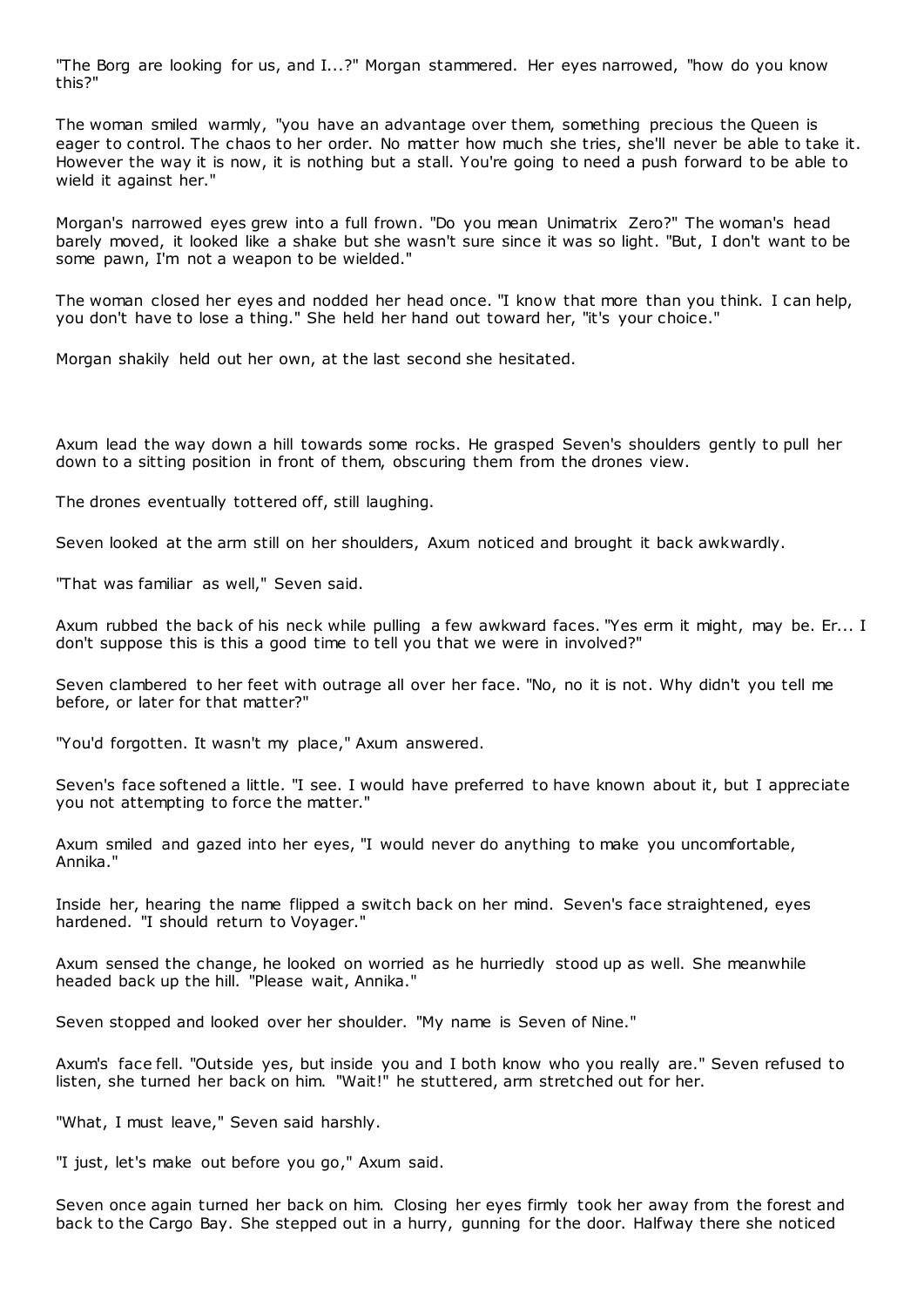"The Borg are looking for us, and I...?" Morgan stammered. Her eyes narrowed, "how do you know this?"

The woman smiled warmly, "you have an advantage over them, something precious the Queen is eager to control. The chaos to her order. No matter how much she tries, she'll never be able to take it. However the way it is now, it is nothing but a stall. You're going to need a push forward to be able to wield it against her."

Morgan's narrowed eyes grew into a full frown. "Do you mean Unimatrix Zero?" The woman's head barely moved, it looked like a shake but she wasn't sure since it was so light. "But, I don't want to be some pawn, I'm not a weapon to be wielded."

The woman closed her eyes and nodded her head once. "I know that more than you think. I can help, you don't have to lose a thing." She held her hand out toward her, "it's your choice."

Morgan shakily held out her own, at the last second she hesitated.

Axum lead the way down a hill towards some rocks. He grasped Seven's shoulders gently to pull her down to a sitting position in front of them, obscuring them from the drones view.

The drones eventually tottered off, still laughing.

Seven looked at the arm still on her shoulders, Axum noticed and brought it back awkwardly.

"That was familiar as well," Seven said.

Axum rubbed the back of his neck while pulling a few awkward faces. "Yes erm it might, may be. Er... I don't suppose this is this a good time to tell you that we were in involved?"

Seven clambered to her feet with outrage all over her face. "No, no it is not. Why didn't you tell me before, or later for that matter?"

"You'd forgotten. It wasn't my place," Axum answered.

Seven's face softened a little. "I see. I would have preferred to have known about it, but I appreciate you not attempting to force the matter."

Axum smiled and gazed into her eyes, "I would never do anything to make you uncomfortable, Annika."

Inside her, hearing the name flipped a switch back on her mind. Seven's face straightened, eyes hardened. "I should return to Voyager."

Axum sensed the change, he looked on worried as he hurriedly stood up as well. She meanwhile headed back up the hill. "Please wait, Annika."

Seven stopped and looked over her shoulder. "My name is Seven of Nine."

Axum's face fell. "Outside yes, but inside you and I both know who you really are." Seven refused to listen, she turned her back on him. "Wait!" he stuttered, arm stretched out for her.

"What, I must leave," Seven said harshly.

"I just, let's make out before you go," Axum said.

Seven once again turned her back on him. Closing her eyes firmly took her away from the forest and back to the Cargo Bay. She stepped out in a hurry, gunning for the door. Halfway there she noticed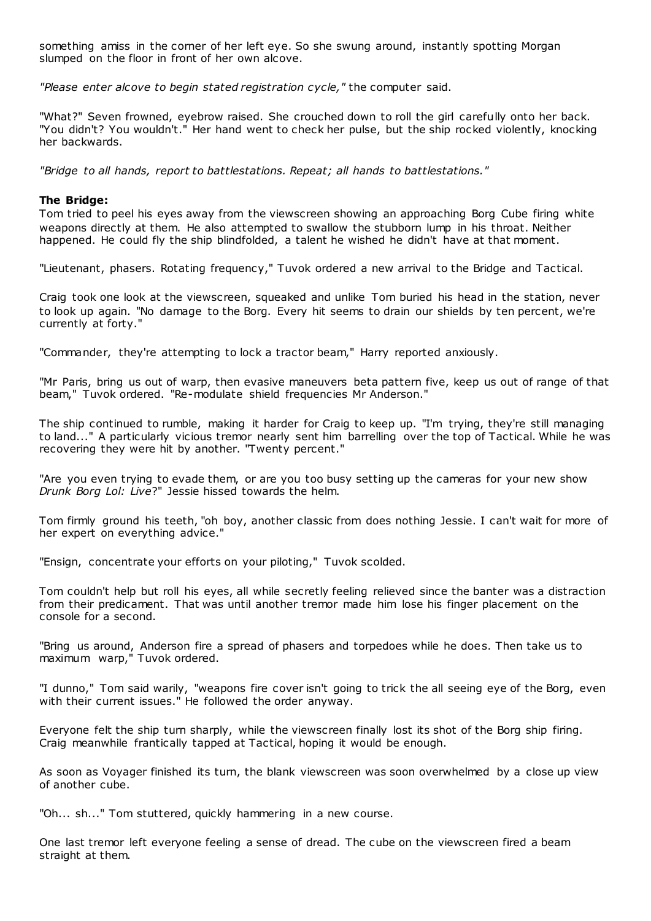something amiss in the corner of her left eye. So she swung around, instantly spotting Morgan slumped on the floor in front of her own alcove.

*"Please enter alcove to begin stated registration cycle,"* the computer said.

"What?" Seven frowned, eyebrow raised. She crouched down to roll the girl carefully onto her back. "You didn't? You wouldn't." Her hand went to check her pulse, but the ship rocked violently, knocking her backwards.

*"Bridge to all hands, report to battlestations. Repeat; all hands to battlestations."*

**The Bridge:**
Tom tried to peel his eyes away from the viewscreen showing an approaching Borg Cube firing white weapons directly at them. He also attempted to swallow the stubborn lump in his throat. Neither happened. He could fly the ship blindfolded, a talent he wished he didn't have at that moment.

"Lieutenant, phasers. Rotating frequency," Tuvok ordered a new arrival to the Bridge and Tactical.

Craig took one look at the viewscreen, squeaked and unlike Tom buried his head in the station, never to look up again. "No damage to the Borg. Every hit seems to drain our shields by ten percent, we're currently at forty."

"Commander, they're attempting to lock a tractor beam," Harry reported anxiously.

"Mr Paris, bring us out of warp, then evasive maneuvers beta pattern five, keep us out of range of that beam," Tuvok ordered. "Re-modulate shield frequencies Mr Anderson."

The ship continued to rumble, making it harder for Craig to keep up. "I'm trying, they're still managing to land..." A particularly vicious tremor nearly sent him barrelling over the top of Tactical. While he was recovering they were hit by another. "Twenty percent."

"Are you even trying to evade them, or are you too busy setting up the cameras for your new show *Drunk Borg Lol: Live*?" Jessie hissed towards the helm.

Tom firmly ground his teeth, "oh boy, another classic from does nothing Jessie. I can't wait for more of her expert on everything advice."

"Ensign, concentrate your efforts on your piloting," Tuvok scolded.

Tom couldn't help but roll his eyes, all while secretly feeling relieved since the banter was a distraction from their predicament. That was until another tremor made him lose his finger placement on the console for a second.

"Bring us around, Anderson fire a spread of phasers and torpedoes while he does. Then take us to maximum warp," Tuvok ordered.

"I dunno," Tom said warily, "weapons fire cover isn't going to trick the all seeing eye of the Borg, even with their current issues." He followed the order anyway.

Everyone felt the ship turn sharply, while the viewscreen finally lost its shot of the Borg ship firing. Craig meanwhile frantically tapped at Tactical, hoping it would be enough.

As soon as Voyager finished its turn, the blank viewscreen was soon overwhelmed by a close up view of another cube.

"Oh... sh..." Tom stuttered, quickly hammering in a new course.

One last tremor left everyone feeling a sense of dread. The cube on the viewscreen fired a beam straight at them.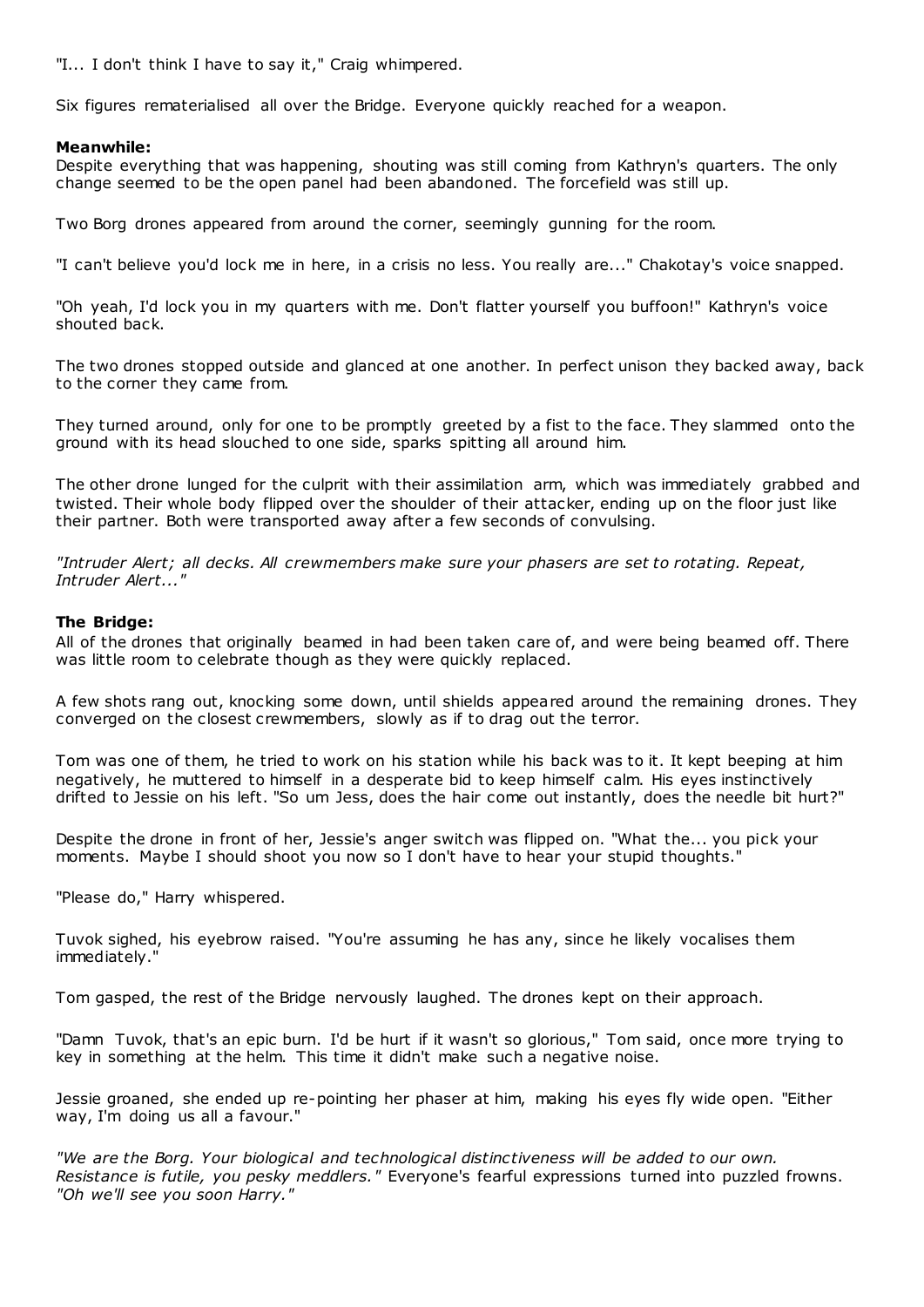"I... I don't think I have to say it," Craig whimpered.

Six figures rematerialised all over the Bridge. Everyone quickly reached for a weapon.

**Meanwhile:**
Despite everything that was happening, shouting was still coming from Kathryn's quarters. The only change seemed to be the open panel had been abandoned. The forcefield was still up.

Two Borg drones appeared from around the corner, seemingly gunning for the room.

"I can't believe you'd lock me in here, in a crisis no less. You really are..." Chakotay's voice snapped.

"Oh yeah, I'd lock you in my quarters with me. Don't flatter yourself you buffoon!" Kathryn's voice shouted back.

The two drones stopped outside and glanced at one another. In perfect unison they backed away, back to the corner they came from.

They turned around, only for one to be promptly greeted by a fist to the face. They slammed onto the ground with its head slouched to one side, sparks spitting all around him.

The other drone lunged for the culprit with their assimilation arm, which was immediately grabbed and twisted. Their whole body flipped over the shoulder of their attacker, ending up on the floor just like their partner. Both were transported away after a few seconds of convulsing.

*"Intruder Alert; all decks. All crewmembers make sure your phasers are set to rotating. Repeat, Intruder Alert..."*

**The Bridge:**
All of the drones that originally beamed in had been taken care of, and were being beamed off. There was little room to celebrate though as they were quickly replaced.

A few shots rang out, knocking some down, until shields appeared around the remaining drones. They converged on the closest crewmembers, slowly as if to drag out the terror.

Tom was one of them, he tried to work on his station while his back was to it. It kept beeping at him negatively, he muttered to himself in a desperate bid to keep himself calm. His eyes instinctively drifted to Jessie on his left. "So um Jess, does the hair come out instantly, does the needle bit hurt?"

Despite the drone in front of her, Jessie's anger switch was flipped on. "What the... you pick your moments. Maybe I should shoot you now so I don't have to hear your stupid thoughts."

"Please do," Harry whispered.

Tuvok sighed, his eyebrow raised. "You're assuming he has any, since he likely vocalises them immediately."

Tom gasped, the rest of the Bridge nervously laughed. The drones kept on their approach.

"Damn Tuvok, that's an epic burn. I'd be hurt if it wasn't so glorious," Tom said, once more trying to key in something at the helm. This time it didn't make such a negative noise.

Jessie groaned, she ended up re-pointing her phaser at him, making his eyes fly wide open. "Either way, I'm doing us all a favour."

*"We are the Borg. Your biological and technological distinctiveness will be added to our own. Resistance is futile, you pesky meddlers."* Everyone's fearful expressions turned into puzzled frowns. *"Oh we'll see you soon Harry."*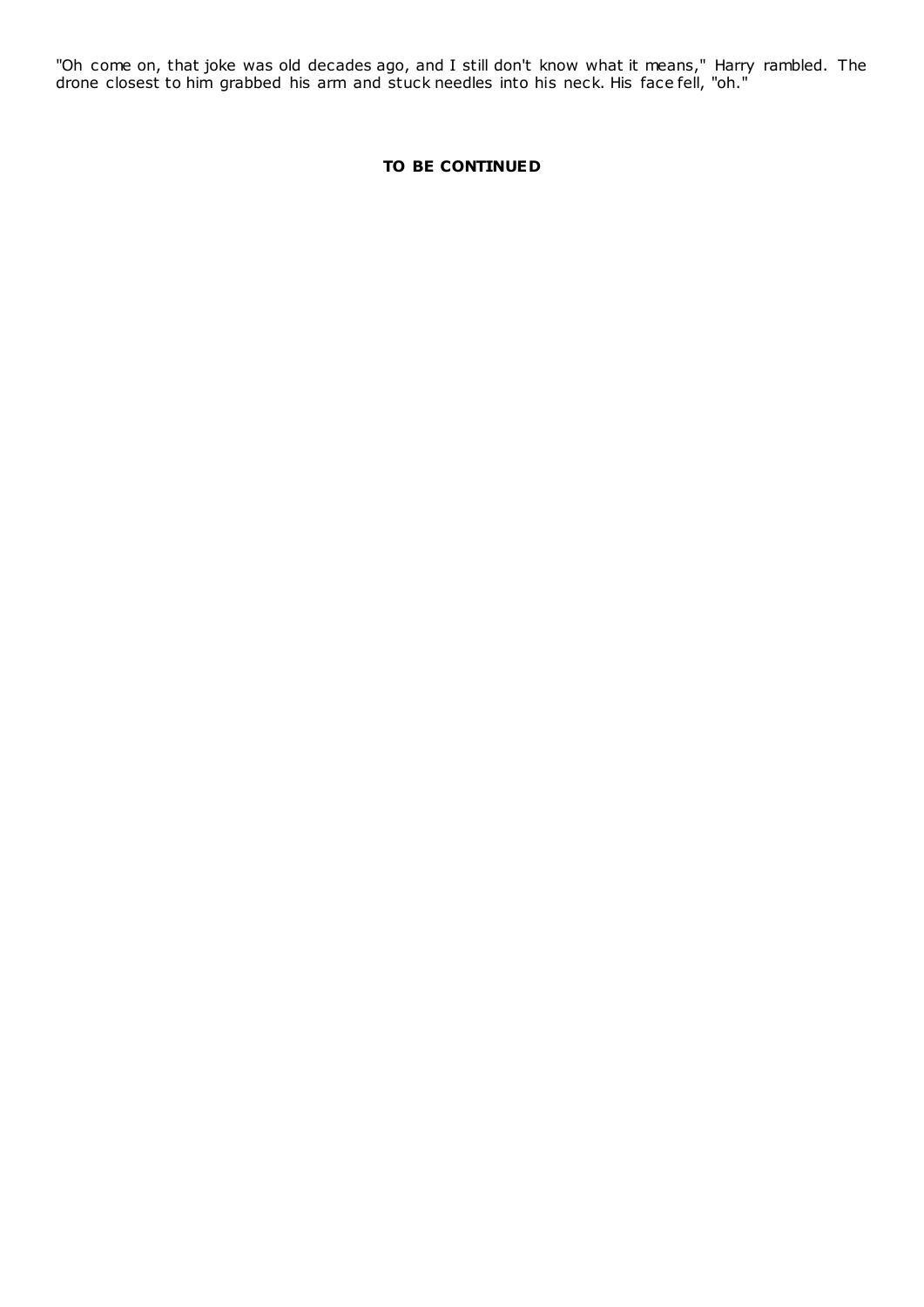"Oh come on, that joke was old decades ago, and I still don't know what it means," Harry rambled. The drone closest to him grabbed his arm and stuck needles into his neck. His face fell, "oh."

**TO BE CONTINUED**